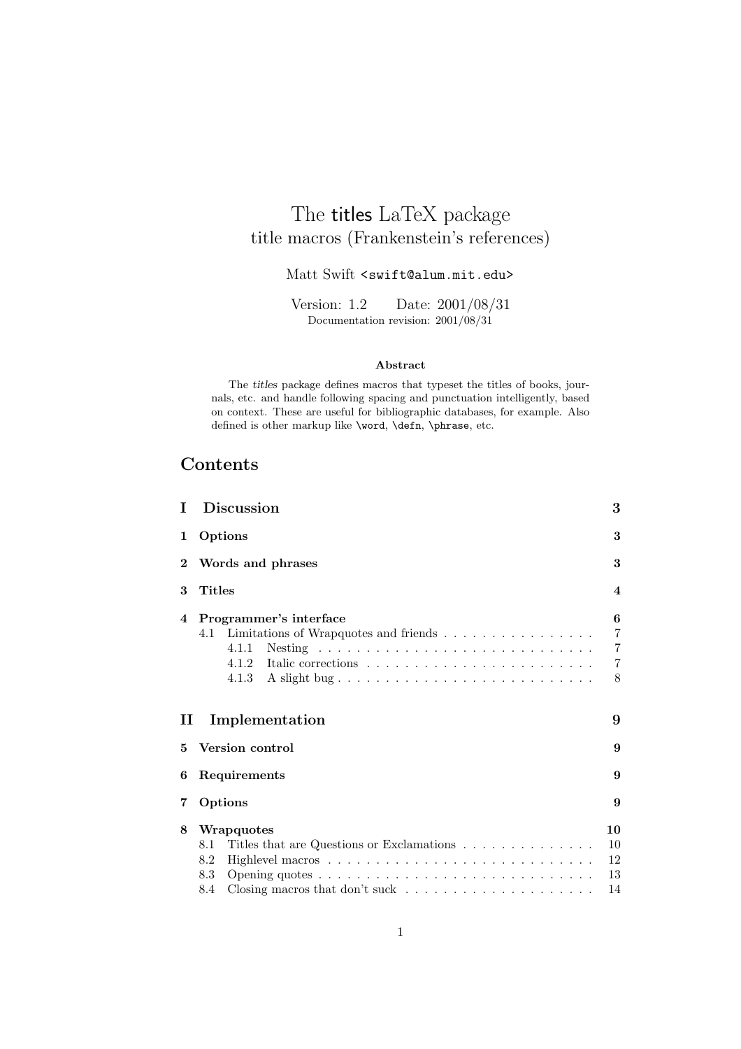# The titles LaTeX package
title macros (Frankenstein's references)

Matt Swift `<swift@alum.mit.edu>`

Version: 1.2 Date: 2001/08/31
Documentation revision: 2001/08/31

**Abstract**

The *titles* package defines macros that typeset the titles of books, journals, etc. and handle following spacing and punctuation intelligently, based on context. These are useful for bibliographic databases, for example. Also defined is other markup like `\word`, `\defn`, `\phrase`, etc.

## Contents

- **I Discussion** — 3
- **1 Options** — 3
- **2 Words and phrases** — 3
- **3 Titles** — 4
- **4 Programmer's interface** — 6
  - 4.1 Limitations of Wrapquotes and friends — 7
    - 4.1.1 Nesting — 7
    - 4.1.2 Italic corrections — 7
    - 4.1.3 A slight bug — 8
- **II Implementation** — 9
- **5 Version control** — 9
- **6 Requirements** — 9
- **7 Options** — 9
- **8 Wrapquotes** — 10
  - 8.1 Titles that are Questions or Exclamations — 10
  - 8.2 Highlevel macros — 12
  - 8.3 Opening quotes — 13
  - 8.4 Closing macros that don't suck — 14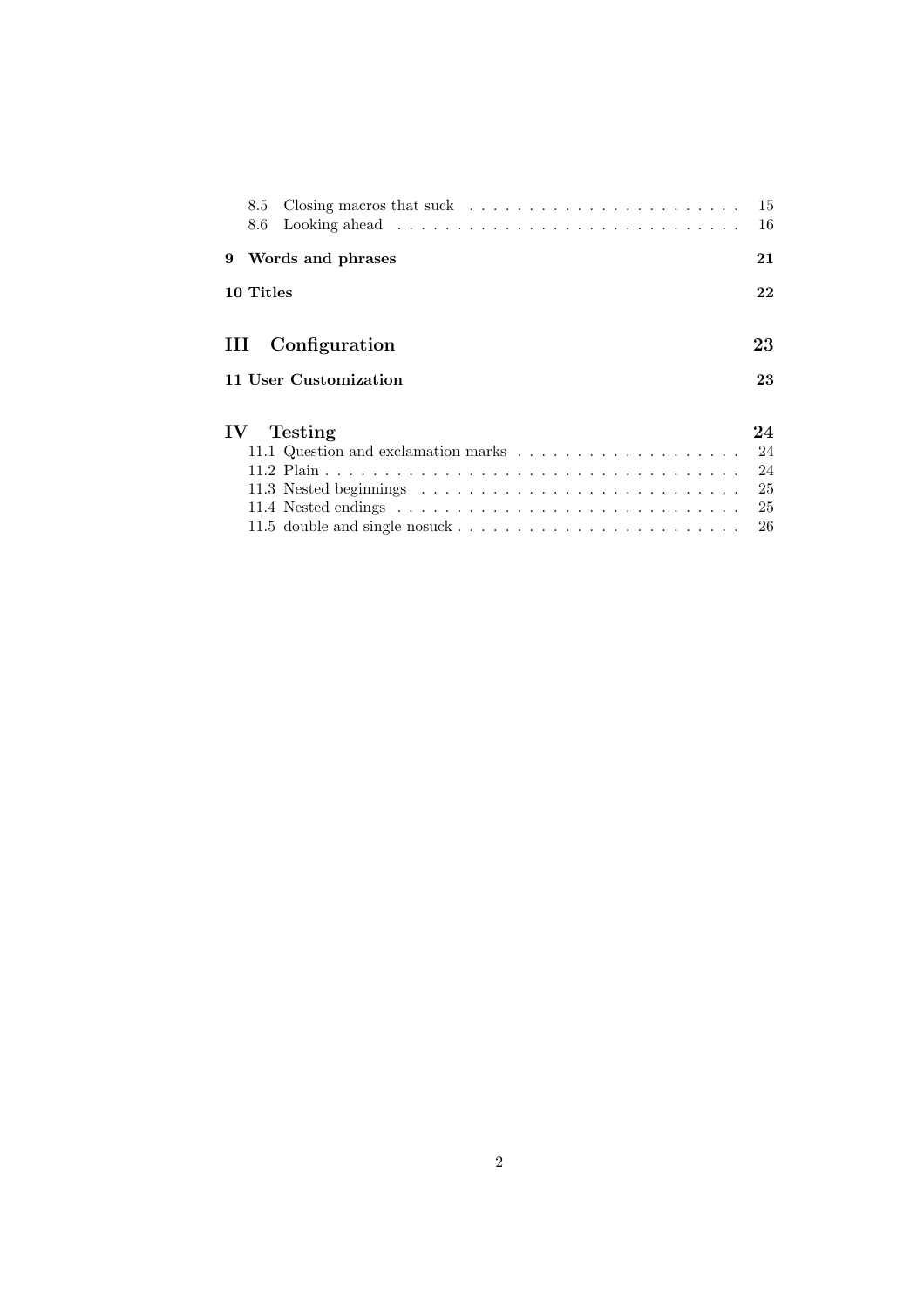8.5 Closing macros that suck . . . . . . . . . . . . . . . . . . . . . . . 15
8.6 Looking ahead . . . . . . . . . . . . . . . . . . . . . . . . . . . . 16

**9 Words and phrases** **21**

**10 Titles** **22**

**III Configuration** **23**

**11 User Customization** **23**

**IV Testing** **24**

11.1 Question and exclamation marks . . . . . . . . . . . . . . . . . . . 24
11.2 Plain . . . . . . . . . . . . . . . . . . . . . . . . . . . . . . . . . . 24
11.3 Nested beginnings . . . . . . . . . . . . . . . . . . . . . . . . . . 25
11.4 Nested endings . . . . . . . . . . . . . . . . . . . . . . . . . . . . 25
11.5 double and single nosuck . . . . . . . . . . . . . . . . . . . . . . . 26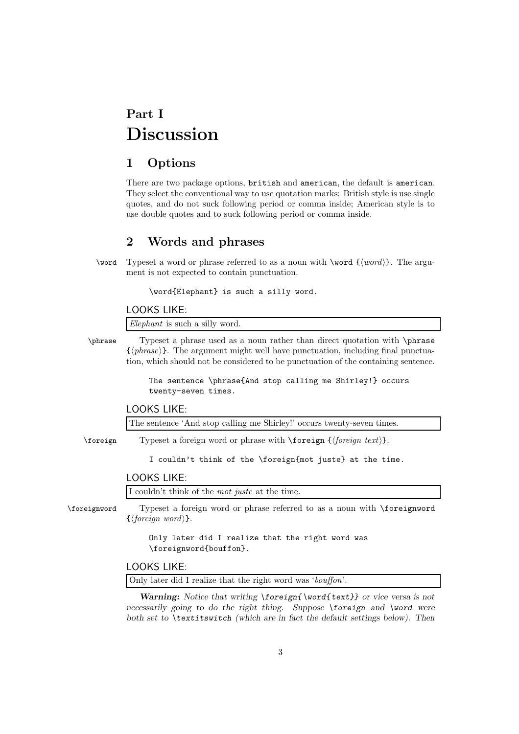# Part I
# Discussion

## 1 Options

There are two package options, `british` and `american`, the default is `american`. They select the conventional way to use quotation marks: British style is use single quotes, and do not suck following period or comma inside; American style is to use double quotes and to suck following period or comma inside.

## 2 Words and phrases

`\word` Typeset a word or phrase referred to as a noun with `\word {⟨word⟩}`. The argument is not expected to contain punctuation.

```
\word{Elephant} is such a silly word.
```

LOOKS LIKE:

*Elephant* is such a silly word.

`\phrase` Typeset a phrase used as a noun rather than direct quotation with `\phrase {⟨phrase⟩}`. The argument might well have punctuation, including final punctuation, which should not be considered to be punctuation of the containing sentence.

```
The sentence \phrase{And stop calling me Shirley!} occurs
twenty-seven times.
```

LOOKS LIKE:

The sentence 'And stop calling me Shirley!' occurs twenty-seven times.

`\foreign` Typeset a foreign word or phrase with `\foreign {⟨foreign text⟩}`.

```
I couldn't think of the \foreign{mot juste} at the time.
```

LOOKS LIKE:

I couldn't think of the *mot juste* at the time.

`\foreignword` Typeset a foreign word or phrase referred to as a noun with `\foreignword {⟨foreign word⟩}`.

```
Only later did I realize that the right word was
\foreignword{bouffon}.
```

LOOKS LIKE:

Only later did I realize that the right word was '*bouffon*'.

***Warning:*** *Notice that writing* `\foreign{\word{text}}` *or vice versa is not necessarily going to do the right thing. Suppose* `\foreign` *and* `\word` *were both set to* `\textitswitch` *(which are in fact the default settings below). Then*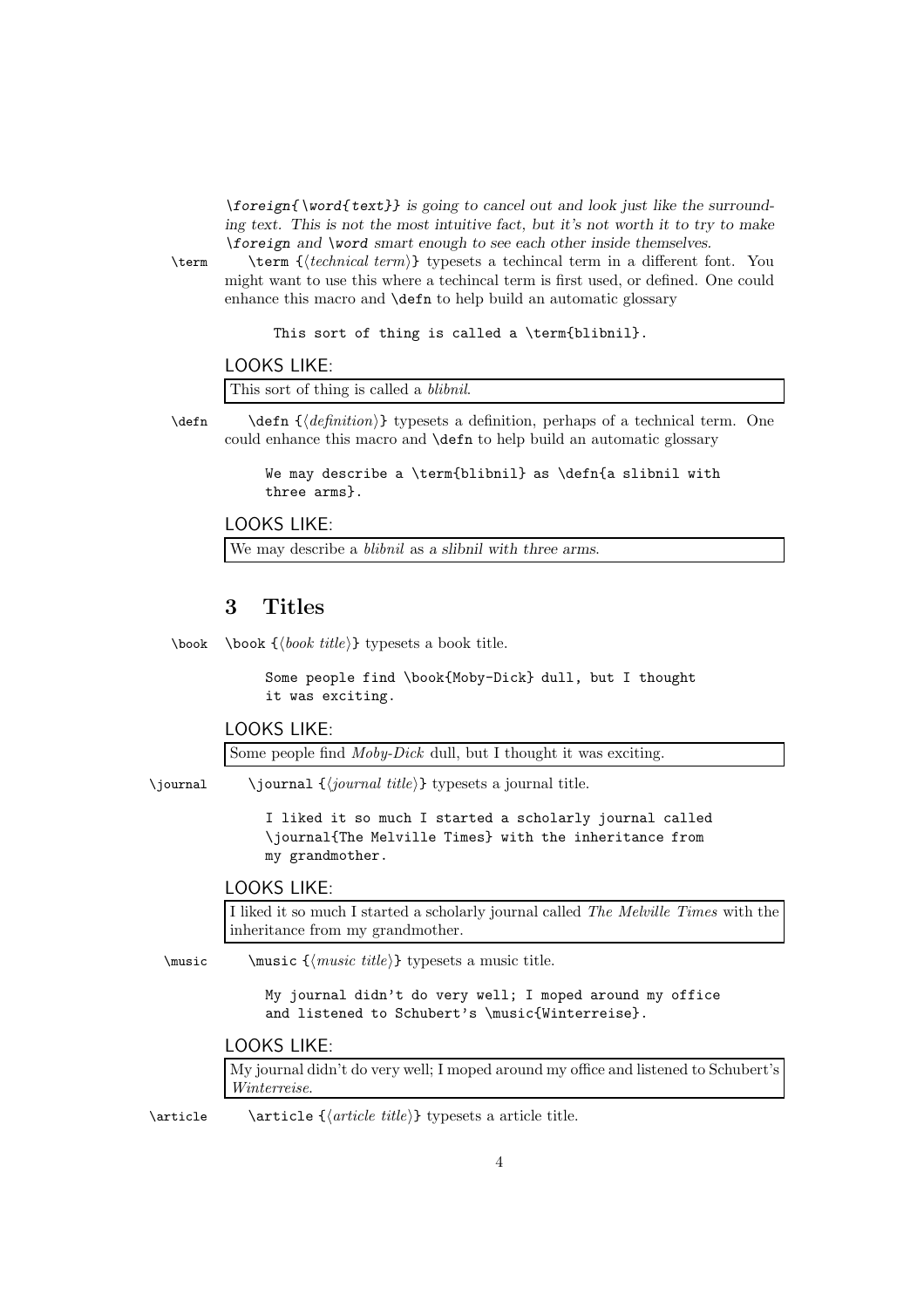*\foreign{\word{text}} is going to cancel out and look just like the surrounding text. This is not the most intuitive fact, but it's not worth it to try to make \foreign and \word smart enough to see each other inside themselves.*

`\term` \term {⟨*technical term*⟩} typesets a techincal term in a different font. You might want to use this where a techincal term is first used, or defined. One could enhance this macro and \defn to help build an automatic glossary

```
This sort of thing is called a \term{blibnil}.
```

LOOKS LIKE:

This sort of thing is called a *blibnil*.

`\defn` \defn {⟨*definition*⟩} typesets a definition, perhaps of a technical term. One could enhance this macro and \defn to help build an automatic glossary

```
We may describe a \term{blibnil} as \defn{a slibnil with
three arms}.
```

LOOKS LIKE:

We may describe a *blibnil* as *a slibnil with three arms*.

## 3 Titles

`\book` \book {⟨*book title*⟩} typesets a book title.

```
Some people find \book{Moby-Dick} dull, but I thought
it was exciting.
```

LOOKS LIKE:

Some people find *Moby-Dick* dull, but I thought it was exciting.

`\journal` \journal {⟨*journal title*⟩} typesets a journal title.

```
I liked it so much I started a scholarly journal called
\journal{The Melville Times} with the inheritance from
my grandmother.
```

LOOKS LIKE:

I liked it so much I started a scholarly journal called *The Melville Times* with the inheritance from my grandmother.

`\music` \music {⟨*music title*⟩} typesets a music title.

```
My journal didn't do very well; I moped around my office
and listened to Schubert's \music{Winterreise}.
```

LOOKS LIKE:

My journal didn't do very well; I moped around my office and listened to Schubert's *Winterreise*.

`\article` \article {⟨*article title*⟩} typesets a article title.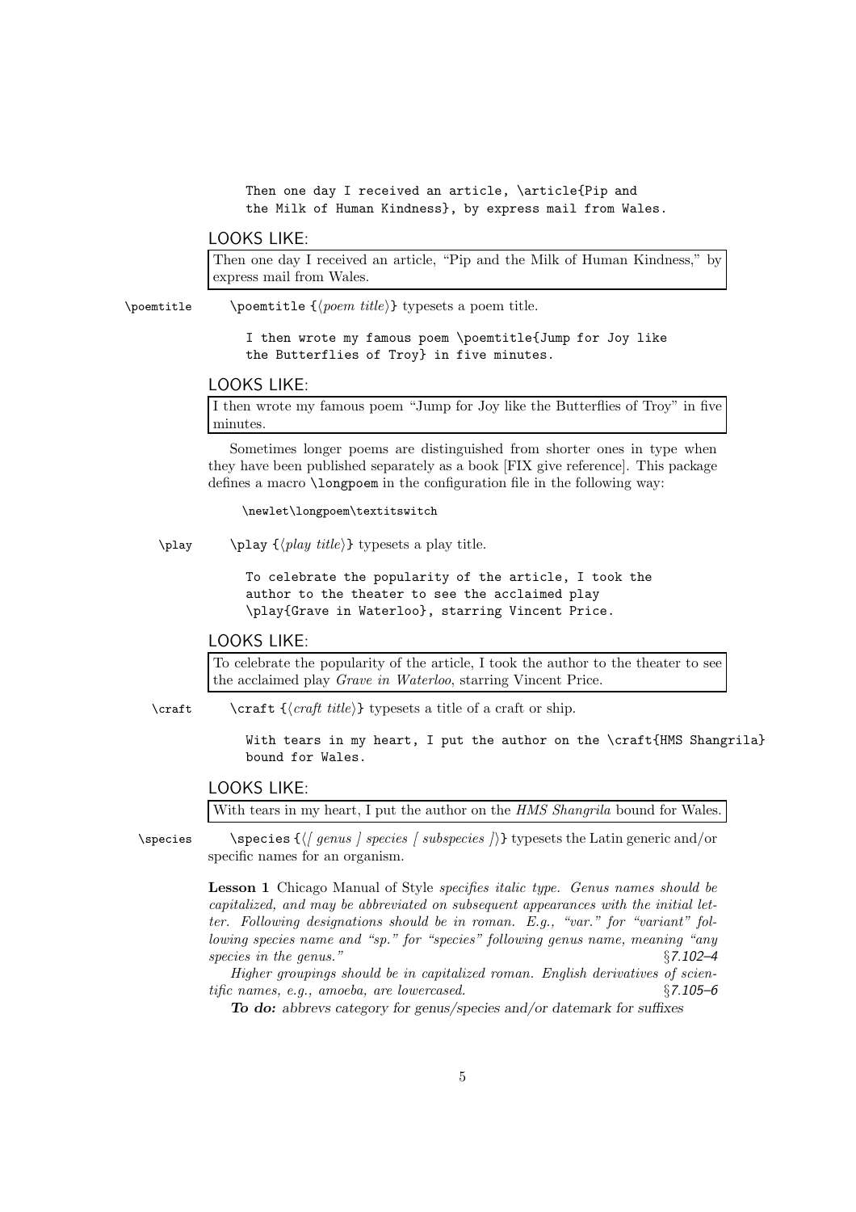```
Then one day I received an article, \article{Pip and
the Milk of Human Kindness}, by express mail from Wales.
```

LOOKS LIKE:

> Then one day I received an article, "Pip and the Milk of Human Kindness," by express mail from Wales.

`\poemtitle` `\poemtitle {⟨poem title⟩}` typesets a poem title.

```
I then wrote my famous poem \poemtitle{Jump for Joy like
the Butterflies of Troy} in five minutes.
```

LOOKS LIKE:

> I then wrote my famous poem "Jump for Joy like the Butterflies of Troy" in five minutes.

Sometimes longer poems are distinguished from shorter ones in type when they have been published separately as a book [FIX give reference]. This package defines a macro `\longpoem` in the configuration file in the following way:

```
\newlet\longpoem\textitswitch
```

`\play` `\play {⟨play title⟩}` typesets a play title.

```
To celebrate the popularity of the article, I took the
author to the theater to see the acclaimed play
\play{Grave in Waterloo}, starring Vincent Price.
```

LOOKS LIKE:

> To celebrate the popularity of the article, I took the author to the theater to see the acclaimed play *Grave in Waterloo*, starring Vincent Price.

`\craft` `\craft {⟨craft title⟩}` typesets a title of a craft or ship.

```
With tears in my heart, I put the author on the \craft{HMS Shangrila}
bound for Wales.
```

LOOKS LIKE:

> With tears in my heart, I put the author on the *HMS Shangrila* bound for Wales.

`\species` `\species {⟨[ genus ] species [ subspecies ]⟩}` typesets the Latin generic and/or specific names for an organism.

**Lesson 1** Chicago Manual of Style *specifies italic type. Genus names should be capitalized, and may be abbreviated on subsequent appearances with the initial letter. Following designations should be in roman. E.g., "var." for "variant" following species name and "sp." for "species" following genus name, meaning "any species in the genus."* §*7.102–4*

*Higher groupings should be in capitalized roman. English derivatives of scientific names, e.g., amoeba, are lowercased.* §*7.105–6*

***To do:*** *abbrevs category for genus/species and/or datemark for suffixes*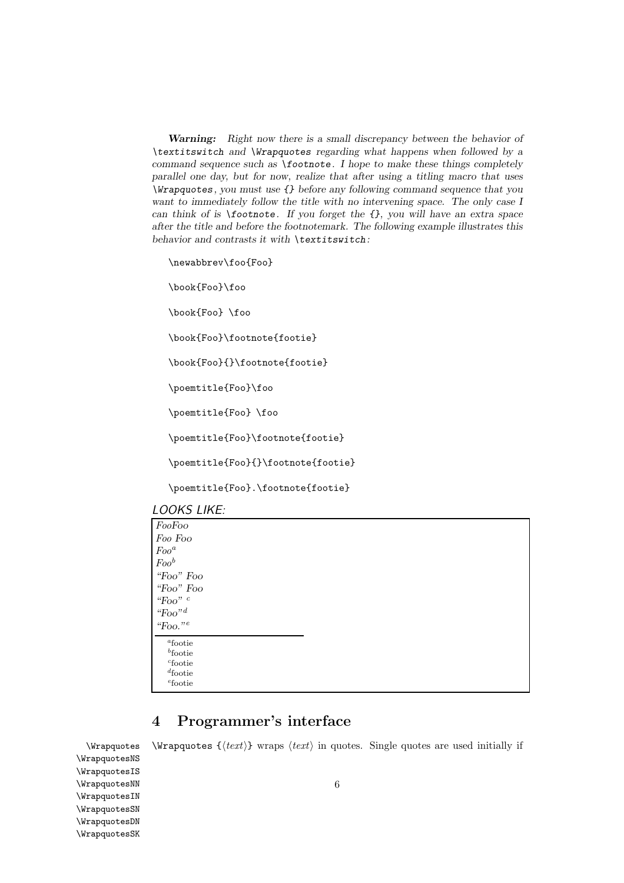***Warning:*** *Right now there is a small discrepancy between the behavior of* `\textitswitch` *and* `\Wrapquotes` *regarding what happens when followed by a command sequence such as* `\footnote`*. I hope to make these things completely parallel one day, but for now, realize that after using a titling macro that uses* `\Wrapquotes`*, you must use* `{}` *before any following command sequence that you want to immediately follow the title with no intervening space. The only case I can think of is* `\footnote`*. If you forget the* `{}`*, you will have an extra space after the title and before the footnotemark. The following example illustrates this behavior and contrasts it with* `\textitswitch`*:*

```
\newabbrev\foo{Foo}

\book{Foo}\foo

\book{Foo} \foo

\book{Foo}\footnote{footie}

\book{Foo}{}\footnote{footie}

\poemtitle{Foo}\foo

\poemtitle{Foo} \foo

\poemtitle{Foo}\footnote{footie}

\poemtitle{Foo}{}\footnote{footie}

\poemtitle{Foo}.\footnote{footie}
```

*LOOKS LIKE:*

*Foo*Foo
*Foo* Foo
*Foo*[a]
*Foo*[b]
"Foo" Foo
"Foo" Foo
"Foo" [c]
"Foo"[d]
"Foo."[e]

---

[a]footie
[b]footie
[c]footie
[d]footie
[e]footie

## 4 Programmer's interface

`\Wrapquotes` `\WrapquotesNS` `\WrapquotesIS` `\WrapquotesNN` `\WrapquotesIN` `\WrapquotesSN` `\WrapquotesDN` `\WrapquotesSK`

`\Wrapquotes` {⟨*text*⟩} wraps ⟨*text*⟩ in quotes. Single quotes are used initially if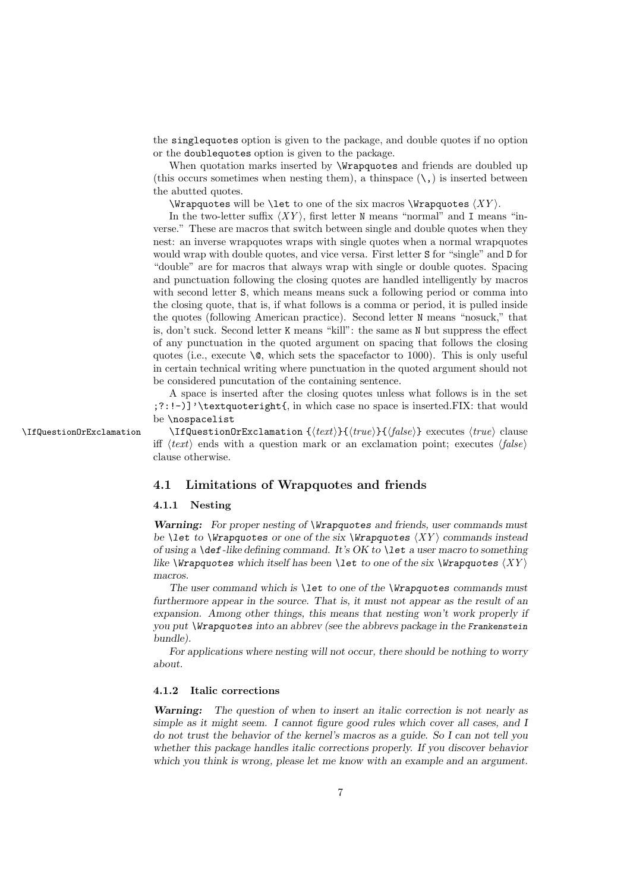the `singlequotes` option is given to the package, and double quotes if no option or the `doublequotes` option is given to the package.

When quotation marks inserted by `\Wrapquotes` and friends are doubled up (this occurs sometimes when nesting them), a thinspace (`\,`) is inserted between the abutted quotes.

`\Wrapquotes` will be `\let` to one of the six macros `\Wrapquotes` ⟨*XY*⟩.

In the two-letter suffix ⟨*XY*⟩, first letter `N` means "normal" and `I` means "inverse." These are macros that switch between single and double quotes when they nest: an inverse wrapquotes wraps with single quotes when a normal wrapquotes would wrap with double quotes, and vice versa. First letter `S` for "single" and `D` for "double" are for macros that always wrap with single or double quotes. Spacing and punctuation following the closing quotes are handled intelligently by macros with second letter `S`, which means means suck a following period or comma into the closing quote, that is, if what follows is a comma or period, it is pulled inside the quotes (following American practice). Second letter `N` means "nosuck," that is, don't suck. Second letter `K` means "kill": the same as `N` but suppress the effect of any punctuation in the quoted argument on spacing that follows the closing quotes (i.e., execute `\@`, which sets the spacefactor to 1000). This is only useful in certain technical writing where punctuation in the quoted argument should not be considered puncutation of the containing sentence.

A space is inserted after the closing quotes unless what follows is in the set `;?:!-)]'\textquoteright{`, in which case no space is inserted.FIX: that would be `\nospacelist`

`\IfQuestionOrExclamation`

`\IfQuestionOrExclamation {`⟨*text*⟩`}{`⟨*true*⟩`}{`⟨*false*⟩`}` executes ⟨*true*⟩ clause iff ⟨*text*⟩ ends with a question mark or an exclamation point; executes ⟨*false*⟩ clause otherwise.

## 4.1 Limitations of Wrapquotes and friends

### 4.1.1 Nesting

***Warning:*** *For proper nesting of `\Wrapquotes` and friends, user commands must be `\let` to `\Wrapquotes` or one of the six `\Wrapquotes` ⟨XY⟩ commands instead of using a `\def`-like defining command. It's OK to `\let` a user macro to something like `\Wrapquotes` which itself has been `\let` to one of the six `\Wrapquotes` ⟨XY⟩ macros.*

*The user command which is `\let` to one of the `\Wrapquotes` commands must furthermore appear in the source. That is, it must not appear as the result of an expansion. Among other things, this means that nesting won't work properly if you put `\Wrapquotes` into an abbrev (see the abbrevs package in the `Frankenstein` bundle).*

*For applications where nesting will not occur, there should be nothing to worry about.*

### 4.1.2 Italic corrections

***Warning:*** *The question of when to insert an italic correction is not nearly as simple as it might seem. I cannot figure good rules which cover all cases, and I do not trust the behavior of the kernel's macros as a guide. So I can not tell you whether this package handles italic corrections properly. If you discover behavior which you think is wrong, please let me know with an example and an argument.*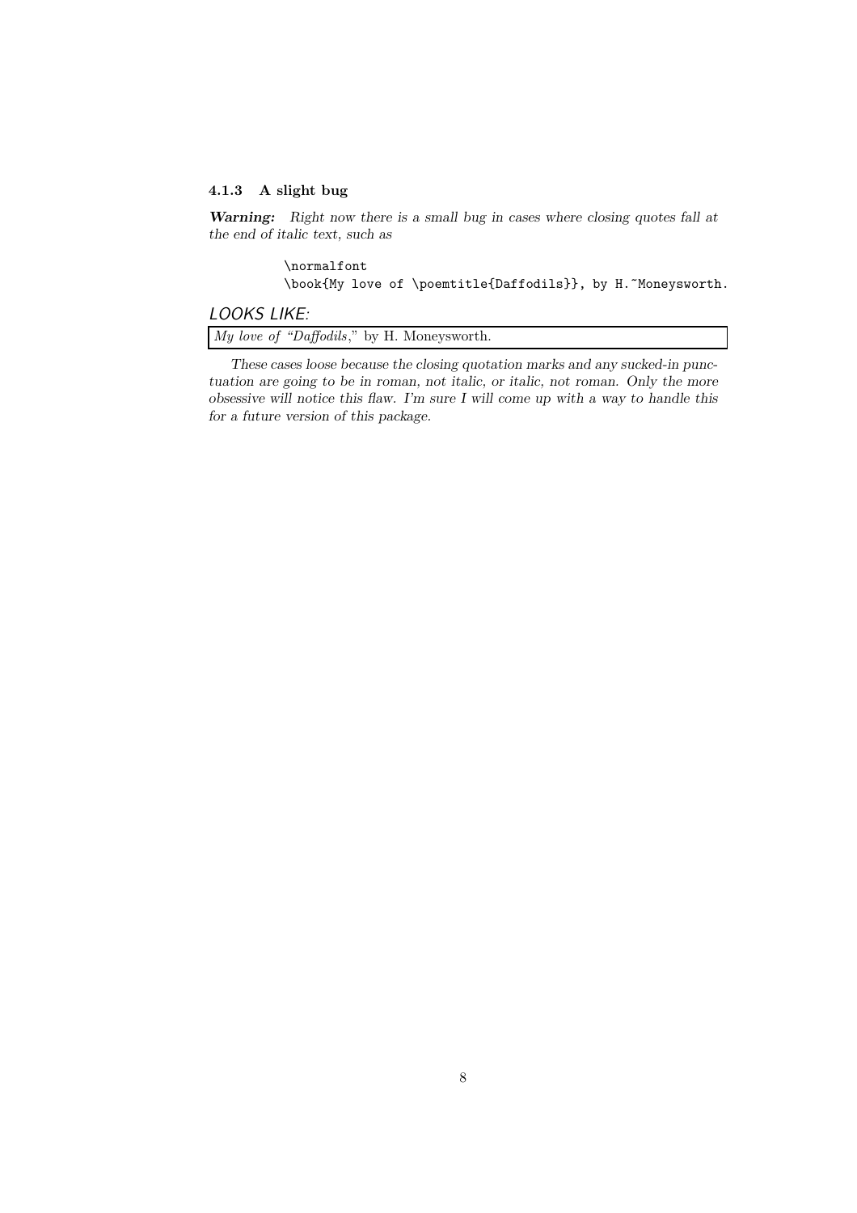#### 4.1.3 A slight bug

***Warning:*** *Right now there is a small bug in cases where closing quotes fall at the end of italic text, such as*

```
\normalfont
\book{My love of \poemtitle{Daffodils}}, by H.~Moneysworth.
```

*LOOKS LIKE:*

*My love of “Daffodils*,” by H. Moneysworth.

*These cases loose because the closing quotation marks and any sucked-in punctuation are going to be in roman, not italic, or italic, not roman. Only the more obsessive will notice this flaw. I'm sure I will come up with a way to handle this for a future version of this package.*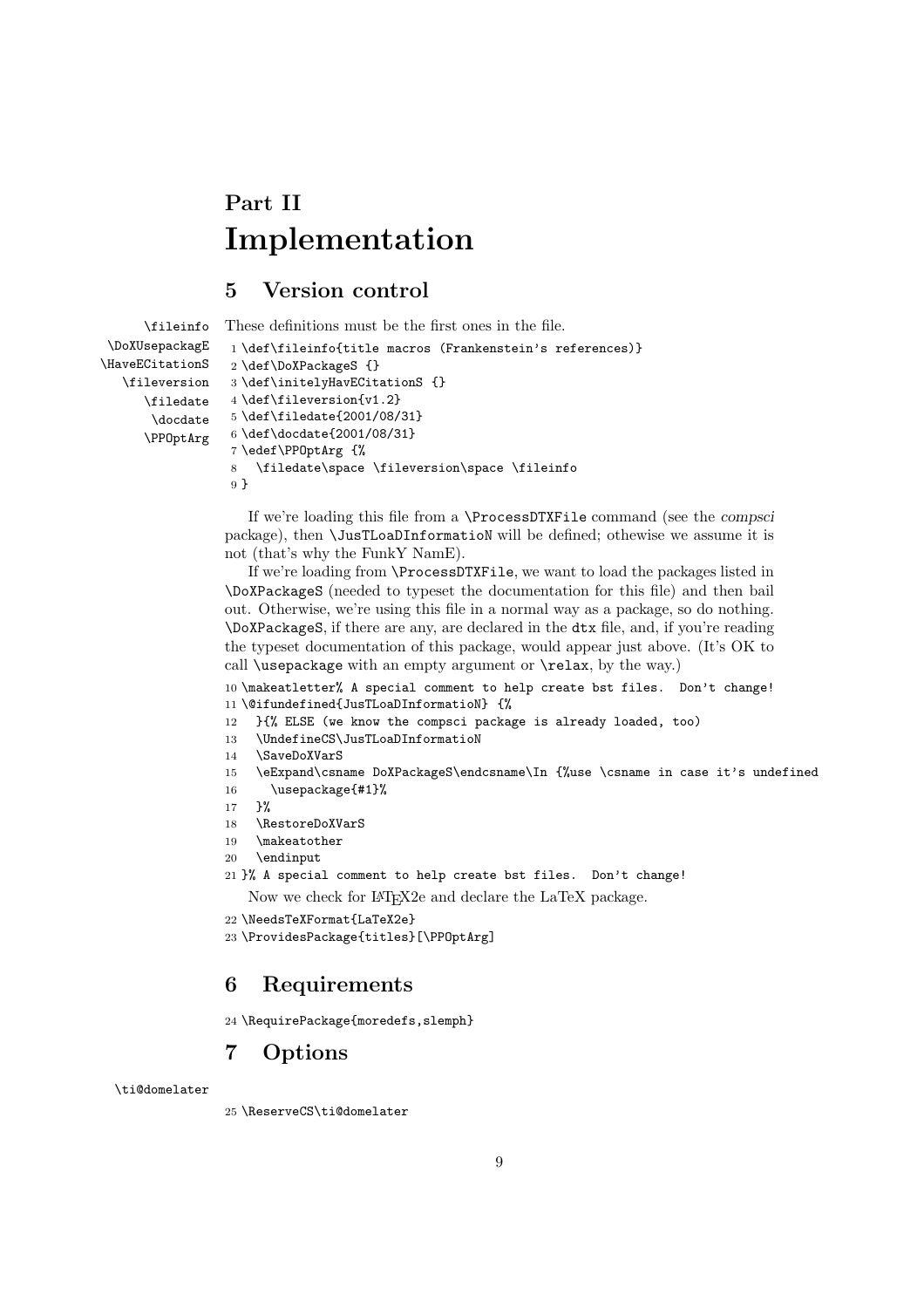# Part II
# Implementation

## 5 Version control

\fileinfo
\DoXUsepackagE
\HaveECitationS
\fileversion
\filedate
\docdate
\PPOptArg

These definitions must be the first ones in the file.

```
1 \def\fileinfo{title macros (Frankenstein's references)}
2 \def\DoXPackageS {}
3 \def\initelyHavECitationS {}
4 \def\fileversion{v1.2}
5 \def\filedate{2001/08/31}
6 \def\docdate{2001/08/31}
7 \edef\PPOptArg {%
8   \filedate\space \fileversion\space \fileinfo
9 }
```

If we're loading this file from a \ProcessDTXFile command (see the *compsci* package), then \JusTLoaDInformatioN will be defined; othewise we assume it is not (that's why the FunkY NamE).

If we're loading from \ProcessDTXFile, we want to load the packages listed in \DoXPackageS (needed to typeset the documentation for this file) and then bail out. Otherwise, we're using this file in a normal way as a package, so do nothing. \DoXPackageS, if there are any, are declared in the dtx file, and, if you're reading the typeset documentation of this package, would appear just above. (It's OK to call \usepackage with an empty argument or \relax, by the way.)

```
10 \makeatletter% A special comment to help create bst files.  Don't change!
11 \@ifundefined{JusTLoaDInformatioN} {%
12   }{% ELSE (we know the compsci package is already loaded, too)
13   \UndefineCS\JusTLoaDInformatioN
14   \SaveDoXVarS
15   \eExpand\csname DoXPackageS\endcsname\In {%use \csname in case it's undefined
16     \usepackage{#1}%
17   }%
18   \RestoreDoXVarS
19   \makeatother
20   \endinput
21 }% A special comment to help create bst files.  Don't change!
```

Now we check for LaTeX2e and declare the LaTeX package.

```
22 \NeedsTeXFormat{LaTeX2e}
23 \ProvidesPackage{titles}[\PPOptArg]
```

## 6 Requirements

```
24 \RequirePackage{moredefs,slemph}
```

## 7 Options

\ti@domelater

```
25 \ReserveCS\ti@domelater
```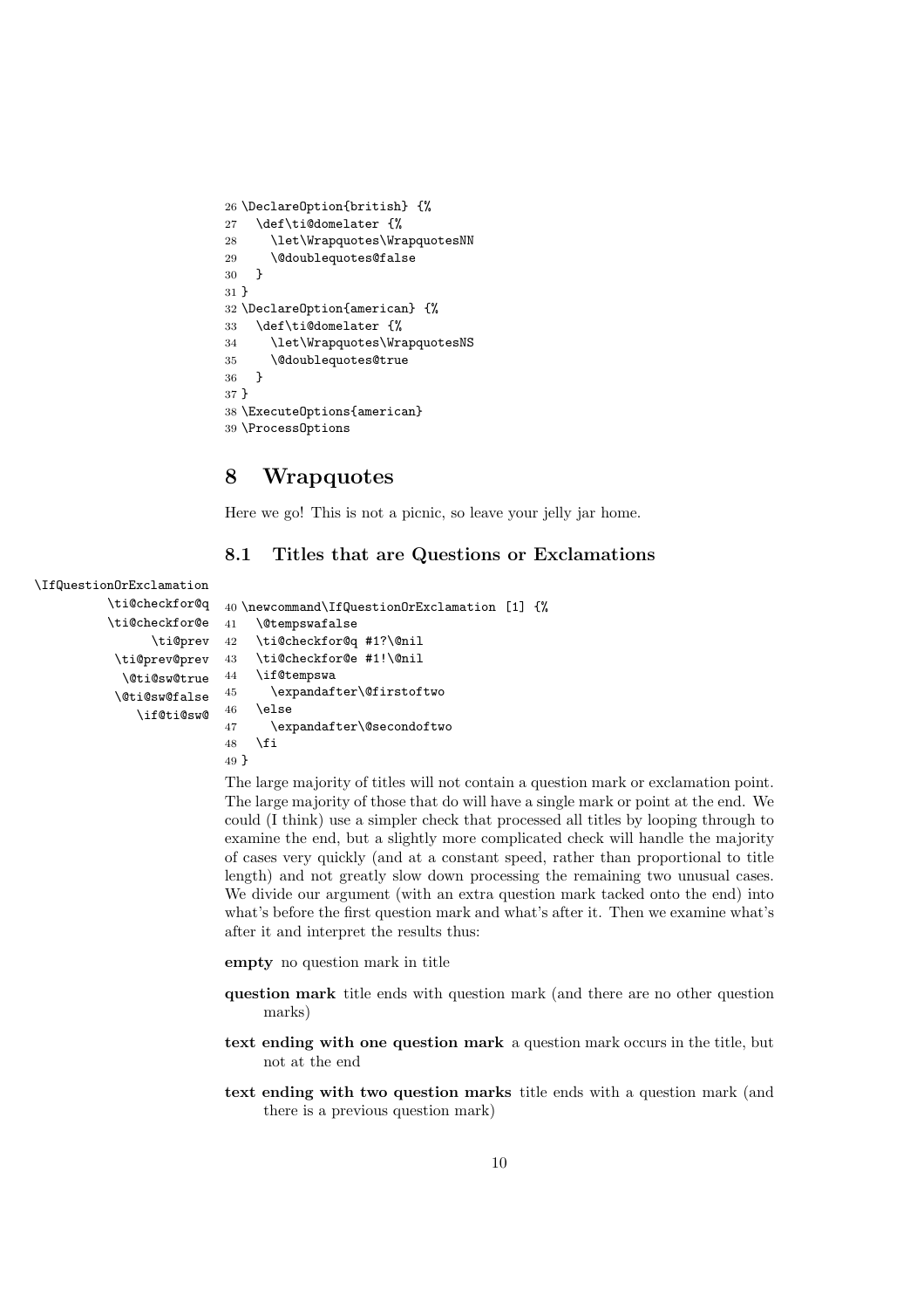```
26 \DeclareOption{british} {%
27   \def\ti@domelater {%
28     \let\Wrapquotes\WrapquotesNN
29     \@doublequotes@false
30   }
31 }
32 \DeclareOption{american} {%
33   \def\ti@domelater {%
34     \let\Wrapquotes\WrapquotesNS
35     \@doublequotes@true
36   }
37 }
38 \ExecuteOptions{american}
39 \ProcessOptions
```

# 8 Wrapquotes

Here we go! This is not a picnic, so leave your jelly jar home.

## 8.1 Titles that are Questions or Exclamations

\IfQuestionOrExclamation
\ti@checkfor@q
\ti@checkfor@e
\ti@prev
\ti@prev@prev
\@ti@sw@true
\@ti@sw@false
\if@ti@sw@

```
40 \newcommand\IfQuestionOrExclamation [1] {%
41   \@tempswafalse
42   \ti@checkfor@q #1?\@nil
43   \ti@checkfor@e #1!\@nil
44   \if@tempswa
45     \expandafter\@firstoftwo
46   \else
47     \expandafter\@secondoftwo
48   \fi
49 }
```

The large majority of titles will not contain a question mark or exclamation point. The large majority of those that do will have a single mark or point at the end. We could (I think) use a simpler check that processed all titles by looping through to examine the end, but a slightly more complicated check will handle the majority of cases very quickly (and at a constant speed, rather than proportional to title length) and not greatly slow down processing the remaining two unusual cases. We divide our argument (with an extra question mark tacked onto the end) into what's before the first question mark and what's after it. Then we examine what's after it and interpret the results thus:

**empty** no question mark in title

**question mark** title ends with question mark (and there are no other question marks)

**text ending with one question mark** a question mark occurs in the title, but not at the end

**text ending with two question marks** title ends with a question mark (and there is a previous question mark)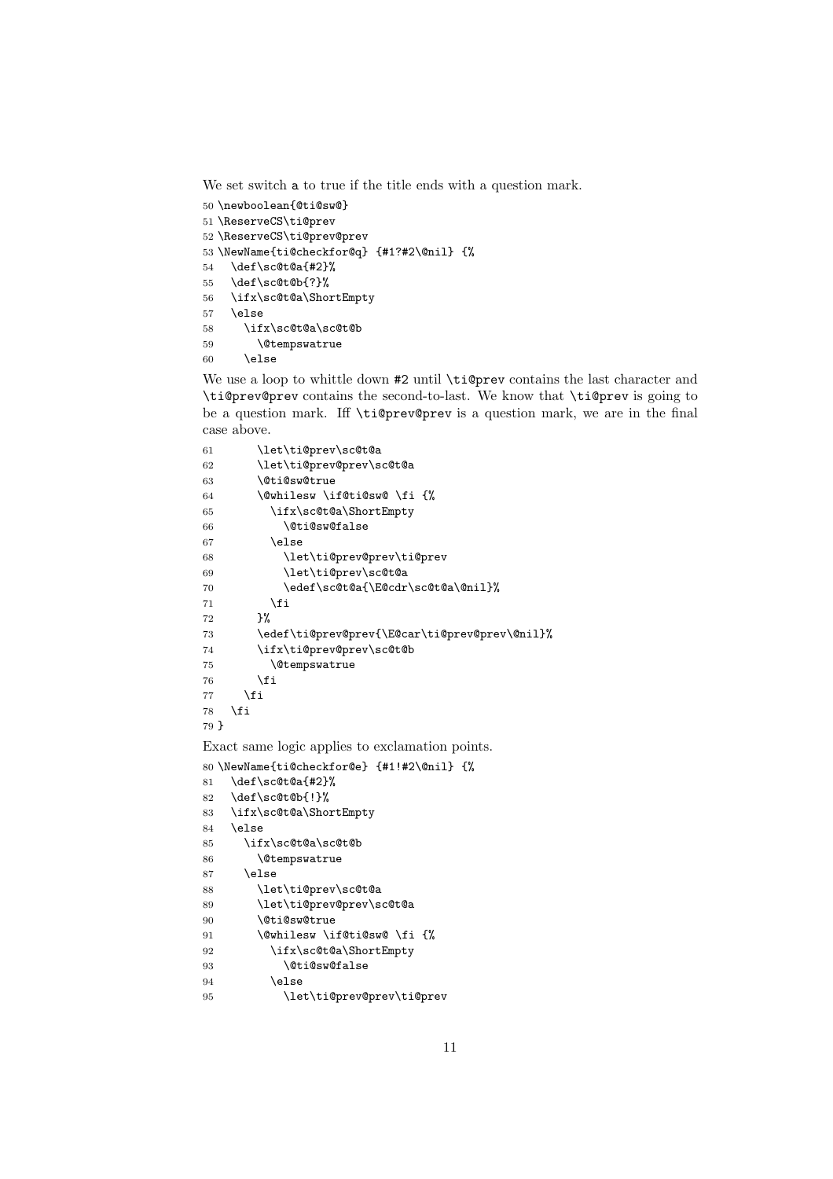We set switch a to true if the title ends with a question mark.

```
50 \newboolean{@ti@sw@}
51 \ReserveCS\ti@prev
52 \ReserveCS\ti@prev@prev
53 \NewName{ti@checkfor@q} {#1?#2\@nil} {%
54   \def\sc@t@a{#2}%
55   \def\sc@t@b{?}%
56   \ifx\sc@t@a\ShortEmpty
57   \else
58     \ifx\sc@t@a\sc@t@b
59       \@tempswatrue
60     \else
```

We use a loop to whittle down #2 until `\ti@prev` contains the last character and `\ti@prev@prev` contains the second-to-last. We know that `\ti@prev` is going to be a question mark. Iff `\ti@prev@prev` is a question mark, we are in the final case above.

```
61       \let\ti@prev\sc@t@a
62       \let\ti@prev@prev\sc@t@a
63       \@ti@sw@true
64       \@whilesw \if@ti@sw@ \fi {%
65         \ifx\sc@t@a\ShortEmpty
66           \@ti@sw@false
67         \else
68           \let\ti@prev@prev\ti@prev
69           \let\ti@prev\sc@t@a
70           \edef\sc@t@a{\E@cdr\sc@t@a\@nil}%
71         \fi
72       }%
73       \edef\ti@prev@prev{\E@car\ti@prev@prev\@nil}%
74       \ifx\ti@prev@prev\sc@t@b
75         \@tempswatrue
76       \fi
77     \fi
78   \fi
79 }
```

Exact same logic applies to exclamation points.

```
80 \NewName{ti@checkfor@e} {#1!#2\@nil} {%
81   \def\sc@t@a{#2}%
82   \def\sc@t@b{!}%
83   \ifx\sc@t@a\ShortEmpty
84   \else
85     \ifx\sc@t@a\sc@t@b
86       \@tempswatrue
87     \else
88       \let\ti@prev\sc@t@a
89       \let\ti@prev@prev\sc@t@a
90       \@ti@sw@true
91       \@whilesw \if@ti@sw@ \fi {%
92         \ifx\sc@t@a\ShortEmpty
93           \@ti@sw@false
94         \else
95           \let\ti@prev@prev\ti@prev
```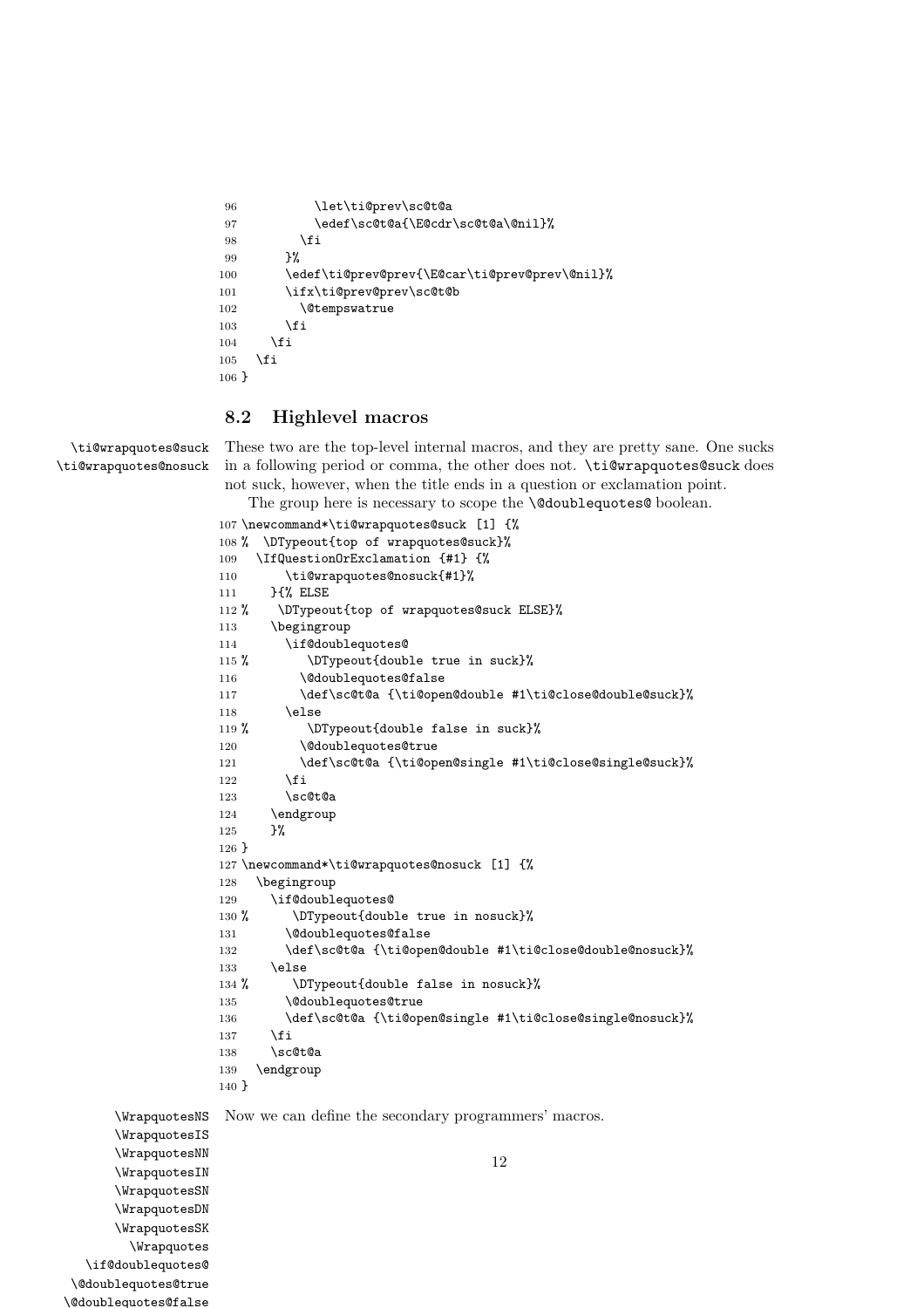```
96          \let\ti@prev\sc@t@a
97          \edef\sc@t@a{\E@cdr\sc@t@a\@nil}%
98        \fi
99      }%
100     \edef\ti@prev@prev{\E@car\ti@prev@prev\@nil}%
101     \ifx\ti@prev@prev\sc@t@b
102       \@tempswatrue
103     \fi
104   \fi
105 \fi
106 }
```

## 8.2 Highlevel macros

\ti@wrapquotes@suck
\ti@wrapquotes@nosuck

These two are the top-level internal macros, and they are pretty sane. One sucks in a following period or comma, the other does not. `\ti@wrapquotes@suck` does not suck, however, when the title ends in a question or exclamation point.

The group here is necessary to scope the `\@doublequotes@` boolean.

```
107 \newcommand*\ti@wrapquotes@suck [1] {%
108 %  \DTypeout{top of wrapquotes@suck}%
109   \IfQuestionOrExclamation {#1} {%
110       \ti@wrapquotes@nosuck{#1}%
111     }{% ELSE
112 %    \DTypeout{top of wrapquotes@suck ELSE}%
113     \begingroup
114       \if@doublequotes@
115 %        \DTypeout{double true in suck}%
116         \@doublequotes@false
117         \def\sc@t@a {\ti@open@double #1\ti@close@double@suck}%
118       \else
119 %        \DTypeout{double false in suck}%
120         \@doublequotes@true
121         \def\sc@t@a {\ti@open@single #1\ti@close@single@suck}%
122       \fi
123       \sc@t@a
124     \endgroup
125     }%
126 }
127 \newcommand*\ti@wrapquotes@nosuck [1] {%
128   \begingroup
129     \if@doublequotes@
130 %      \DTypeout{double true in nosuck}%
131       \@doublequotes@false
132       \def\sc@t@a {\ti@open@double #1\ti@close@double@nosuck}%
133     \else
134 %      \DTypeout{double false in nosuck}%
135       \@doublequotes@true
136       \def\sc@t@a {\ti@open@single #1\ti@close@single@nosuck}%
137     \fi
138     \sc@t@a
139   \endgroup
140 }
```

\WrapquotesNS
\WrapquotesIS
\WrapquotesNN
\WrapquotesIN
\WrapquotesSN
\WrapquotesDN
\WrapquotesSK
\Wrapquotes
\if@doublequotes@
\@doublequotes@true
\@doublequotes@false

Now we can define the secondary programmers' macros.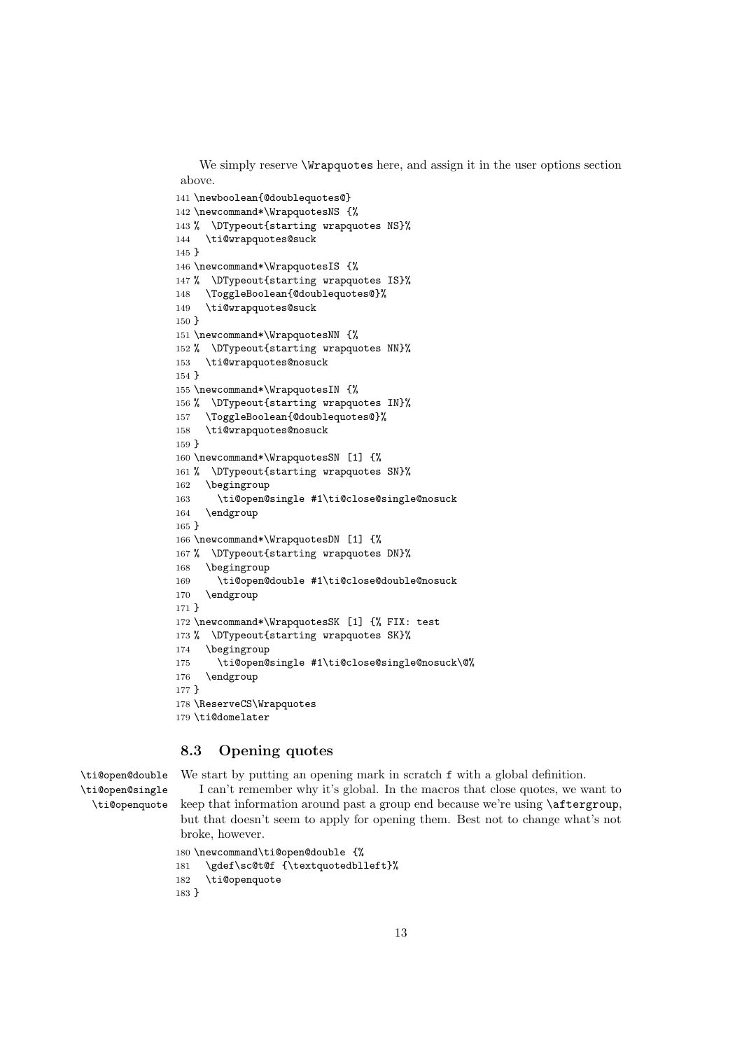We simply reserve `\Wrapquotes` here, and assign it in the user options section above.

```
141 \newboolean{@doublequotes@}
142 \newcommand*\WrapquotesNS {%
143 %  \DTypeout{starting wrapquotes NS}%
144   \ti@wrapquotes@suck
145 }
146 \newcommand*\WrapquotesIS {%
147 %  \DTypeout{starting wrapquotes IS}%
148   \ToggleBoolean{@doublequotes@}%
149   \ti@wrapquotes@suck
150 }
151 \newcommand*\WrapquotesNN {%
152 %  \DTypeout{starting wrapquotes NN}%
153   \ti@wrapquotes@nosuck
154 }
155 \newcommand*\WrapquotesIN {%
156 %  \DTypeout{starting wrapquotes IN}%
157   \ToggleBoolean{@doublequotes@}%
158   \ti@wrapquotes@nosuck
159 }
160 \newcommand*\WrapquotesSN [1] {%
161 %  \DTypeout{starting wrapquotes SN}%
162   \begingroup
163     \ti@open@single #1\ti@close@single@nosuck
164   \endgroup
165 }
166 \newcommand*\WrapquotesDN [1] {%
167 %  \DTypeout{starting wrapquotes DN}%
168   \begingroup
169     \ti@open@double #1\ti@close@double@nosuck
170   \endgroup
171 }
172 \newcommand*\WrapquotesSK [1] {% FIX: test
173 %  \DTypeout{starting wrapquotes SK}%
174   \begingroup
175     \ti@open@single #1\ti@close@single@nosuck\@%
176   \endgroup
177 }
178 \ReserveCS\Wrapquotes
179 \ti@domelater
```

### 8.3 Opening quotes

`\ti@open@double` `\ti@open@single` `\ti@openquote`

We start by putting an opening mark in scratch `f` with a global definition.

I can't remember why it's global. In the macros that close quotes, we want to keep that information around past a group end because we're using `\aftergroup`, but that doesn't seem to apply for opening them. Best not to change what's not broke, however.

```
180 \newcommand\ti@open@double {%
181   \gdef\sc@t@f {\textquotedblleft}%
182   \ti@openquote
183 }
```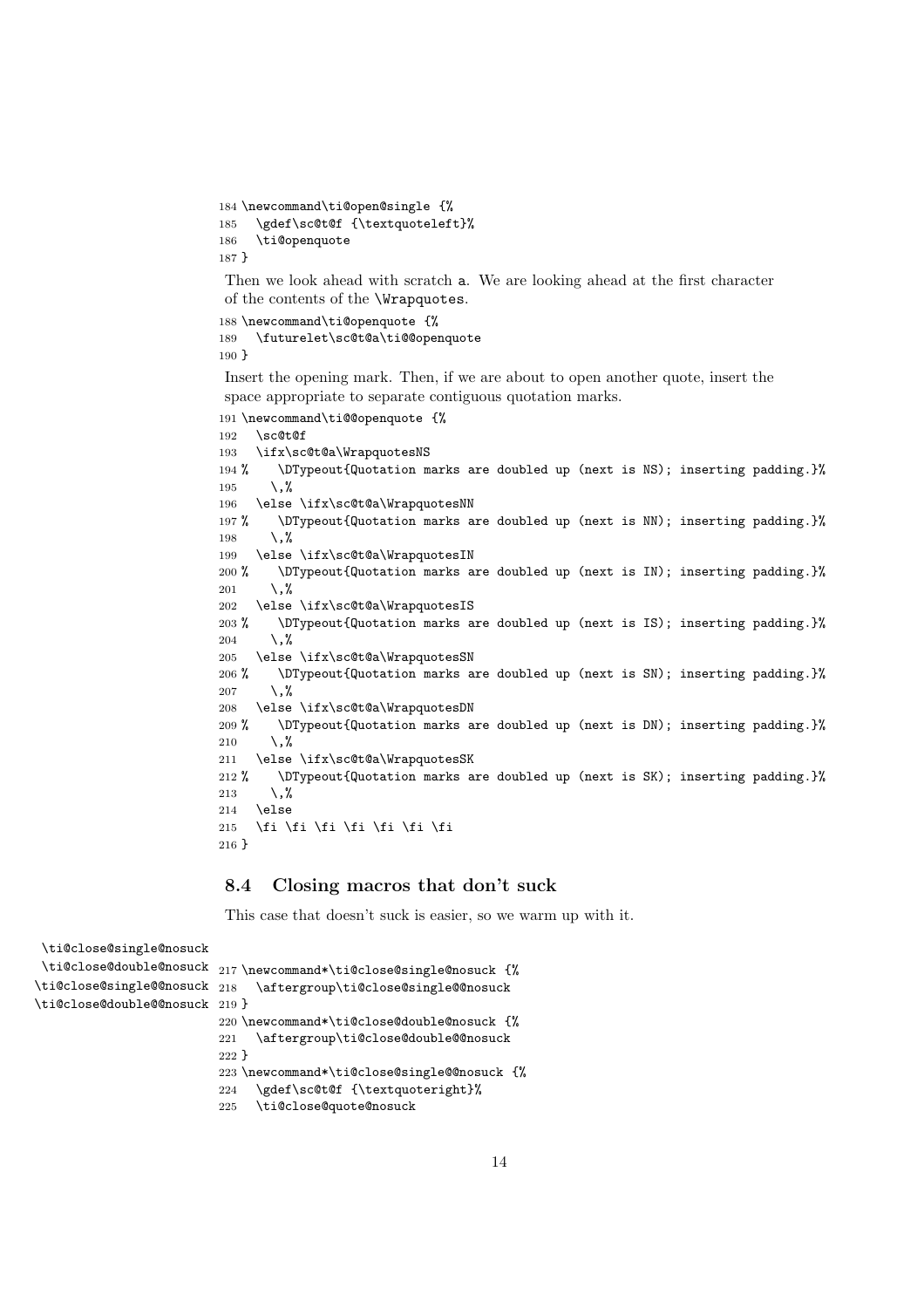```
184 \newcommand\ti@open@single {%
185   \gdef\sc@t@f {\textquoteleft}%
186   \ti@openquote
187 }
```

Then we look ahead with scratch a. We are looking ahead at the first character of the contents of the `\Wrapquotes`.

```
188 \newcommand\ti@openquote {%
189   \futurelet\sc@t@a\ti@@openquote
190 }
```

Insert the opening mark. Then, if we are about to open another quote, insert the space appropriate to separate contiguous quotation marks.

```
191 \newcommand\ti@@openquote {%
192   \sc@t@f
193   \ifx\sc@t@a\WrapquotesNS
194 %     \DTypeout{Quotation marks are doubled up (next is NS); inserting padding.}%
195     \,%
196   \else \ifx\sc@t@a\WrapquotesNN
197 %     \DTypeout{Quotation marks are doubled up (next is NN); inserting padding.}%
198     \,%
199   \else \ifx\sc@t@a\WrapquotesIN
200 %     \DTypeout{Quotation marks are doubled up (next is IN); inserting padding.}%
201     \,%
202   \else \ifx\sc@t@a\WrapquotesIS
203 %     \DTypeout{Quotation marks are doubled up (next is IS); inserting padding.}%
204     \,%
205   \else \ifx\sc@t@a\WrapquotesSN
206 %     \DTypeout{Quotation marks are doubled up (next is SN); inserting padding.}%
207     \,%
208   \else \ifx\sc@t@a\WrapquotesDN
209 %     \DTypeout{Quotation marks are doubled up (next is DN); inserting padding.}%
210     \,%
211   \else \ifx\sc@t@a\WrapquotesSK
212 %     \DTypeout{Quotation marks are doubled up (next is SK); inserting padding.}%
213     \,%
214   \else
215   \fi \fi \fi \fi \fi \fi \fi
216 }
```

### 8.4 Closing macros that don't suck

This case that doesn't suck is easier, so we warm up with it.

`\ti@close@single@nosuck` `\ti@close@double@nosuck` `\ti@close@single@@nosuck` `\ti@close@double@@nosuck`

```
217 \newcommand*\ti@close@single@nosuck {%
218   \aftergroup\ti@close@single@@nosuck
219 }
220 \newcommand*\ti@close@double@nosuck {%
221   \aftergroup\ti@close@double@@nosuck
222 }
223 \newcommand*\ti@close@single@@nosuck {%
224   \gdef\sc@t@f {\textquoteright}%
225   \ti@close@quote@nosuck
```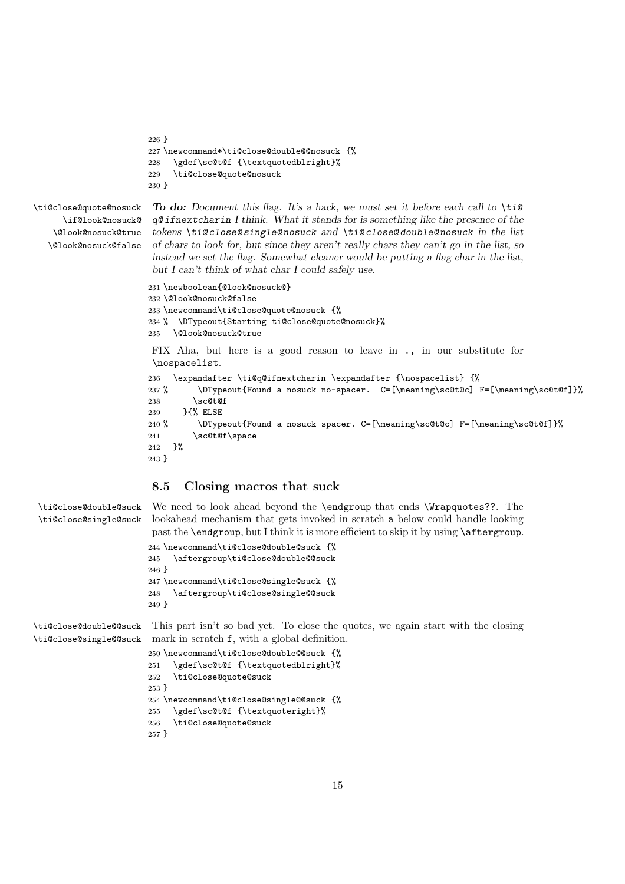```
226 }
227 \newcommand*\ti@close@double@@nosuck {%
228   \gdef\sc@t@f {\textquotedblright}%
229   \ti@close@quote@nosuck
230 }
```

\ti@close@quote@nosuck
\if@look@nosuck@
\@look@nosuck@true
\@look@nosuck@false

***To do:*** *Document this flag. It's a hack, we must set it before each call to `\ti@q@ifnextcharin` I think. What it stands for is something like the presence of the tokens `\ti@close@single@nosuck` and `\ti@close@double@nosuck` in the list of chars to look for, but since they aren't really chars they can't go in the list, so instead we set the flag. Somewhat cleaner would be putting a flag char in the list, but I can't think of what char I could safely use.*

```
231 \newboolean{@look@nosuck@}
232 \@look@nosuck@false
233 \newcommand\ti@close@quote@nosuck {%
234 %  \DTypeout{Starting ti@close@quote@nosuck}%
235   \@look@nosuck@true
```

FIX Aha, but here is a good reason to leave in `.,` in our substitute for `\nospacelist`.

```
236   \expandafter \ti@q@ifnextcharin \expandafter {\nospacelist} {%
237 %      \DTypeout{Found a nosuck no-spacer.  C=[\meaning\sc@t@c] F=[\meaning\sc@t@f]}%
238       \sc@t@f
239     }{% ELSE
240 %      \DTypeout{Found a nosuck spacer. C=[\meaning\sc@t@c] F=[\meaning\sc@t@f]}%
241       \sc@t@f\space
242   }%
243 }
```

## 8.5 Closing macros that suck

\ti@close@double@suck
\ti@close@single@suck

We need to look ahead beyond the `\endgroup` that ends `\Wrapquotes`??. The lookahead mechanism that gets invoked in scratch `a` below could handle looking past the `\endgroup`, but I think it is more efficient to skip it by using `\aftergroup`.

```
244 \newcommand\ti@close@double@suck {%
245   \aftergroup\ti@close@double@@suck
246 }
247 \newcommand\ti@close@single@suck {%
248   \aftergroup\ti@close@single@@suck
249 }
```

\ti@close@double@@suck
\ti@close@single@@suck

This part isn't so bad yet. To close the quotes, we again start with the closing mark in scratch `f`, with a global definition.

```
250 \newcommand\ti@close@double@@suck {%
251   \gdef\sc@t@f {\textquotedblright}%
252   \ti@close@quote@suck
253 }
254 \newcommand\ti@close@single@@suck {%
255   \gdef\sc@t@f {\textquoteright}%
256   \ti@close@quote@suck
257 }
```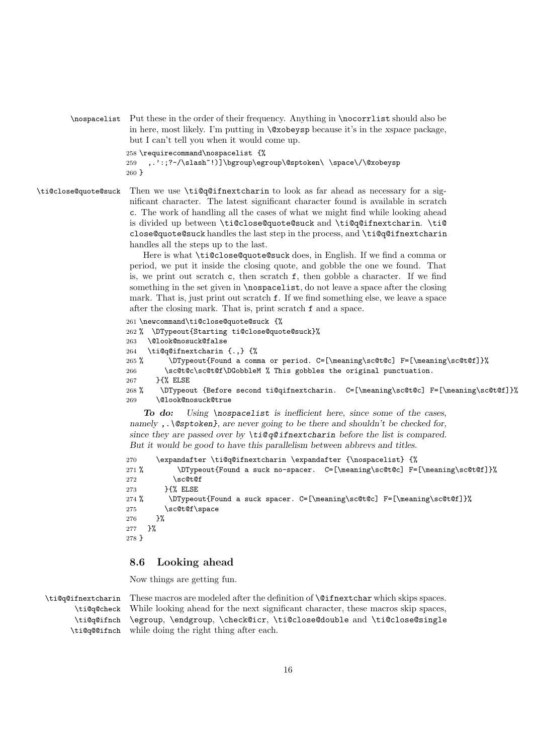`\nospacelist` Put these in the order of their frequency. Anything in `\nocorrlist` should also be in here, most likely. I'm putting in `\@xobeysp` because it's in the *xspace* package, but I can't tell you when it would come up.

```
258 \requirecommand\nospacelist {%
259   ,.':;?-/\slash~!)]\bgroup\egroup\@sptoken\ \space\/\@xobeysp
260 }
```

`\ti@close@quote@suck` Then we use `\ti@q@ifnextcharin` to look as far ahead as necessary for a significant character. The latest significant character found is available in scratch `c`. The work of handling all the cases of what we might find while looking ahead is divided up between `\ti@close@quote@suck` and `\ti@q@ifnextcharin`. `\ti@close@quote@suck` handles the last step in the process, and `\ti@q@ifnextcharin` handles all the steps up to the last.

Here is what `\ti@close@quote@suck` does, in English. If we find a comma or period, we put it inside the closing quote, and gobble the one we found. That is, we print out scratch `c`, then scratch `f`, then gobble a character. If we find something in the set given in `\nospacelist`, do not leave a space after the closing mark. That is, just print out scratch `f`. If we find something else, we leave a space after the closing mark. That is, print scratch `f` and a space.

```
261 \newcommand\ti@close@quote@suck {%
262 %  \DTypeout{Starting ti@close@quote@suck}%
263   \@look@nosuck@false
264   \ti@q@ifnextcharin {.,} {%
265 %      \DTypeout{Found a comma or period. C=[\meaning\sc@t@c] F=[\meaning\sc@t@f]}%
266       \sc@t@c\sc@t@f\DGobbleM % This gobbles the original punctuation.
267     }{% ELSE
268 %    \DTypeout {Before second ti@qifnextcharin.  C=[\meaning\sc@t@c] F=[\meaning\sc@t@f]}%
269     \@look@nosuck@true
```

***To do:*** *Using `\nospacelist` is inefficient here, since some of the cases, namely `,.\@sptoken}`, are never going to be there and shouldn't be checked for, since they are passed over by `\ti@q@ifnextcharin` before the list is compared. But it would be good to have this parallelism between abbrevs and titles.*

```
270     \expandafter \ti@q@ifnextcharin \expandafter {\nospacelist} {%
271 %        \DTypeout{Found a suck no-spacer.  C=[\meaning\sc@t@c] F=[\meaning\sc@t@f]}%
272         \sc@t@f
273       }{% ELSE
274 %      \DTypeout{Found a suck spacer. C=[\meaning\sc@t@c] F=[\meaning\sc@t@f]}%
275       \sc@t@f\space
276     }%
277   }%
278 }
```

## 8.6 Looking ahead

Now things are getting fun.

`\ti@q@ifnextcharin` `\ti@q@check` `\ti@q@ifnch` `\ti@q@@ifnch` These macros are modeled after the definition of `\@ifnextchar` which skips spaces. While looking ahead for the next significant character, these macros skip spaces, `\egroup`, `\endgroup`, `\check@icr`, `\ti@close@double` and `\ti@close@single` while doing the right thing after each.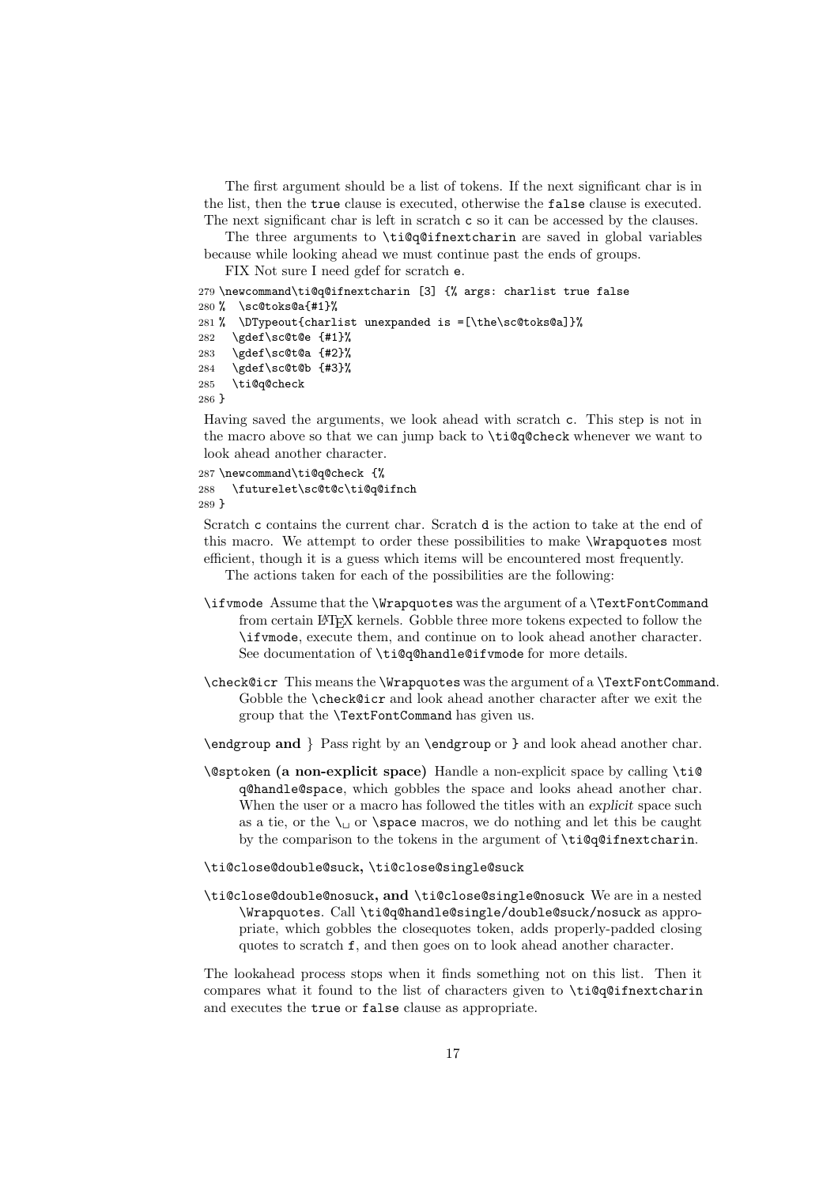The first argument should be a list of tokens. If the next significant char is in the list, then the `true` clause is executed, otherwise the `false` clause is executed. The next significant char is left in scratch `c` so it can be accessed by the clauses.

The three arguments to `\ti@q@ifnextcharin` are saved in global variables because while looking ahead we must continue past the ends of groups.

FIX Not sure I need gdef for scratch `e`.

```
279 \newcommand\ti@q@ifnextcharin [3] {% args: charlist true false
280 %  \sc@toks@a{#1}%
281 %  \DTypeout{charlist unexpanded is =[\the\sc@toks@a]}%
282   \gdef\sc@t@e {#1}%
283   \gdef\sc@t@a {#2}%
284   \gdef\sc@t@b {#3}%
285   \ti@q@check
286 }
```

Having saved the arguments, we look ahead with scratch `c`. This step is not in the macro above so that we can jump back to `\ti@q@check` whenever we want to look ahead another character.

```
287 \newcommand\ti@q@check {%
288   \futurelet\sc@t@c\ti@q@ifnch
289 }
```

Scratch `c` contains the current char. Scratch `d` is the action to take at the end of this macro. We attempt to order these possibilities to make `\Wrapquotes` most efficient, though it is a guess which items will be encountered most frequently.

The actions taken for each of the possibilities are the following:

`\ifvmode` Assume that the `\Wrapquotes` was the argument of a `\TextFontCommand` from certain LaTeX kernels. Gobble three more tokens expected to follow the `\ifvmode`, execute them, and continue on to look ahead another character. See documentation of `\ti@q@handle@ifvmode` for more details.

`\check@icr` This means the `\Wrapquotes` was the argument of a `\TextFontCommand`. Gobble the `\check@icr` and look ahead another character after we exit the group that the `\TextFontCommand` has given us.

`\endgroup` **and** } Pass right by an `\endgroup` or `}` and look ahead another char.

`\@sptoken` **(a non-explicit space)** Handle a non-explicit space by calling `\ti@q@handle@space`, which gobbles the space and looks ahead another char. When the user or a macro has followed the titles with an *explicit* space such as a tie, or the `\␣` or `\space` macros, we do nothing and let this be caught by the comparison to the tokens in the argument of `\ti@q@ifnextcharin`.

`\ti@close@double@suck`, `\ti@close@single@suck`

`\ti@close@double@nosuck`, **and** `\ti@close@single@nosuck` We are in a nested `\Wrapquotes`. Call `\ti@q@handle@single/double@suck/nosuck` as appropriate, which gobbles the closequotes token, adds properly-padded closing quotes to scratch `f`, and then goes on to look ahead another character.

The lookahead process stops when it finds something not on this list. Then it compares what it found to the list of characters given to `\ti@q@ifnextcharin` and executes the `true` or `false` clause as appropriate.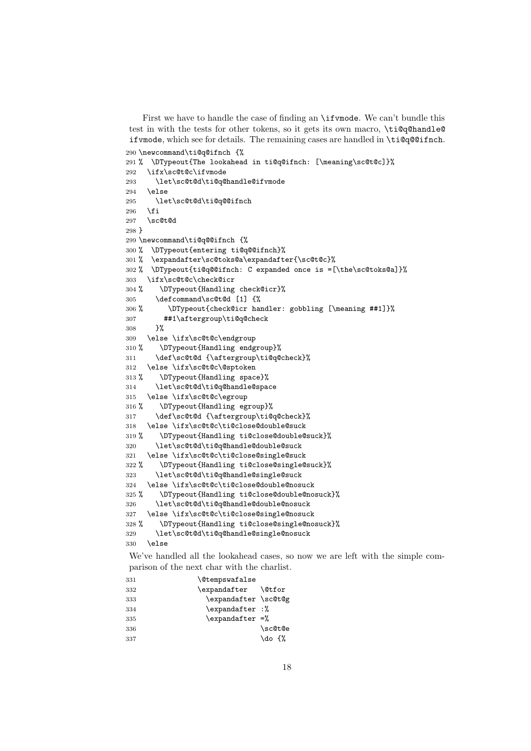First we have to handle the case of finding an `\ifvmode`. We can't bundle this test in with the tests for other tokens, so it gets its own macro, `\ti@q@handle@ifvmode`, which see for details. The remaining cases are handled in `\ti@q@@ifnch`.

```
290 \newcommand\ti@q@ifnch {%
291 %  \DTypeout{The lookahead in ti@q@ifnch: [\meaning\sc@t@c]}%
292   \ifx\sc@t@c\ifvmode
293     \let\sc@t@d\ti@q@handle@ifvmode
294   \else
295     \let\sc@t@d\ti@q@@ifnch
296   \fi
297   \sc@t@d
298 }
299 \newcommand\ti@q@@ifnch {%
300 %  \DTypeout{entering ti@q@@ifnch}%
301 %  \expandafter\sc@toks@a\expandafter{\sc@t@c}%
302 %  \DTypeout{ti@q@@ifnch: C expanded once is =[\the\sc@toks@a]}%
303   \ifx\sc@t@c\check@icr
304 %     \DTypeout{Handling check@icr}%
305     \defcommand\sc@t@d [1] {%
306 %       \DTypeout{check@icr handler: gobbling [\meaning ##1]}%
307       ##1\aftergroup\ti@q@check
308     }%
309   \else \ifx\sc@t@c\endgroup
310 %     \DTypeout{Handling endgroup}%
311     \def\sc@t@d {\aftergroup\ti@q@check}%
312   \else \ifx\sc@t@c\@sptoken
313 %     \DTypeout{Handling space}%
314     \let\sc@t@d\ti@q@handle@space
315   \else \ifx\sc@t@c\egroup
316 %     \DTypeout{Handling egroup}%
317     \def\sc@t@d {\aftergroup\ti@q@check}%
318   \else \ifx\sc@t@c\ti@close@double@suck
319 %     \DTypeout{Handling ti@close@double@suck}%
320     \let\sc@t@d\ti@q@handle@double@suck
321   \else \ifx\sc@t@c\ti@close@single@suck
322 %     \DTypeout{Handling ti@close@single@suck}%
323     \let\sc@t@d\ti@q@handle@single@suck
324   \else \ifx\sc@t@c\ti@close@double@nosuck
325 %     \DTypeout{Handling ti@close@double@nosuck}%
326     \let\sc@t@d\ti@q@handle@double@nosuck
327   \else \ifx\sc@t@c\ti@close@single@nosuck
328 %     \DTypeout{Handling ti@close@single@nosuck}%
329     \let\sc@t@d\ti@q@handle@single@nosuck
330   \else
```

We've handled all the lookahead cases, so now we are left with the simple comparison of the next char with the charlist.

```
331               \@tempswafalse
332               \expandafter   \@tfor
333                 \expandafter \sc@t@g
334                 \expandafter :%
335                 \expandafter =%
336                              \sc@t@e
337                              \do {%
```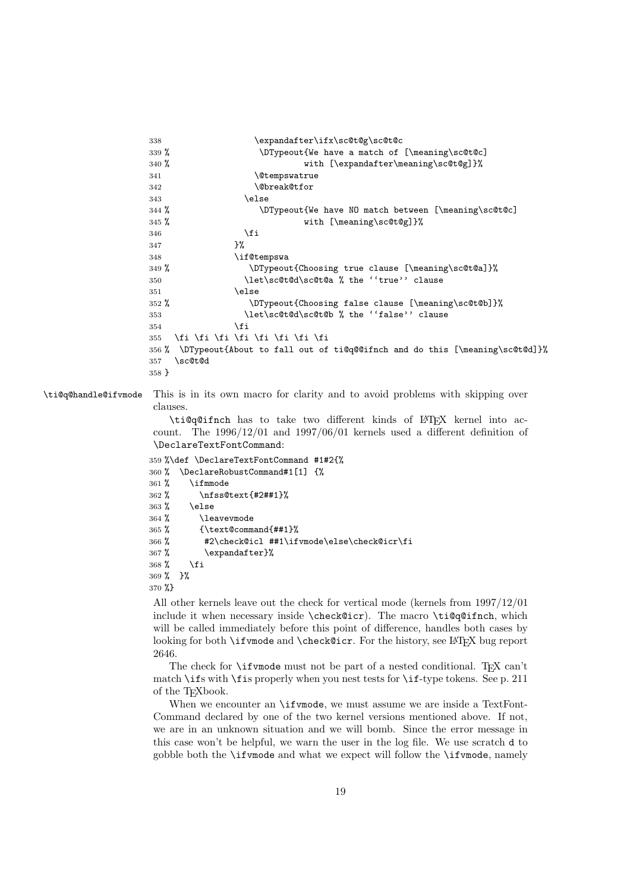```
338                 \expandafter\ifx\sc@t@g\sc@t@c
339 %                 \DTypeout{We have a match of [\meaning\sc@t@c]
340 %                           with [\expandafter\meaning\sc@t@g]}%
341                 \@tempswatrue
342                 \@break@tfor
343               \else
344 %                 \DTypeout{We have NO match between [\meaning\sc@t@c]
345 %                           with [\meaning\sc@t@g]}%
346               \fi
347             }%
348             \if@tempswa
349 %               \DTypeout{Choosing true clause [\meaning\sc@t@a]}%
350               \let\sc@t@d\sc@t@a % the ''true'' clause
351             \else
352 %               \DTypeout{Choosing false clause [\meaning\sc@t@b]}%
353               \let\sc@t@d\sc@t@b % the ''false'' clause
354             \fi
355   \fi \fi \fi \fi \fi \fi \fi \fi
356 %  \DTypeout{About to fall out of ti@q@@ifnch and do this [\meaning\sc@t@d]}%
357   \sc@t@d
358 }
```

`\ti@q@handle@ifvmode` This is in its own macro for clarity and to avoid problems with skipping over clauses.

`\ti@q@ifnch` has to take two different kinds of LaTeX kernel into account. The 1996/12/01 and 1997/06/01 kernels used a different definition of `\DeclareTextFontCommand`:

```
359 %\def \DeclareTextFontCommand #1#2{%
360 %  \DeclareRobustCommand#1[1] {%
361 %    \ifmmode
362 %      \nfss@text{#2##1}%
363 %    \else
364 %      \leavevmode
365 %      {\text@command{##1}%
366 %       #2\check@icl ##1\ifvmode\else\check@icr\fi
367 %       \expandafter}%
368 %    \fi
369 %  }%
370 %}
```

All other kernels leave out the check for vertical mode (kernels from 1997/12/01 include it when necessary inside `\check@icr`). The macro `\ti@q@ifnch`, which will be called immediately before this point of difference, handles both cases by looking for both `\ifvmode` and `\check@icr`. For the history, see LaTeX bug report 2646.

The check for `\ifvmode` must not be part of a nested conditional. TeX can't match `\if`s with `\fi`s properly when you nest tests for `\if`-type tokens. See p. 211 of the TeXbook.

When we encounter an `\ifvmode`, we must assume we are inside a TextFontCommand declared by one of the two kernel versions mentioned above. If not, we are in an unknown situation and we will bomb. Since the error message in this case won't be helpful, we warn the user in the log file. We use scratch `d` to gobble both the `\ifvmode` and what we expect will follow the `\ifvmode`, namely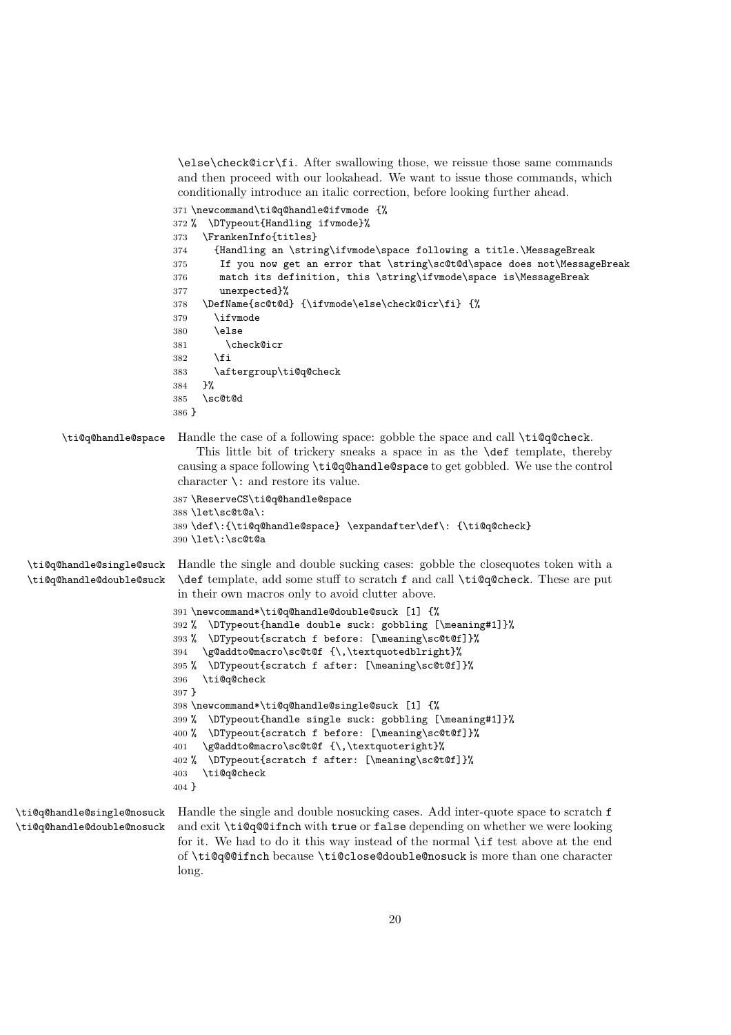\else\check@icr\fi. After swallowing those, we reissue those same commands and then proceed with our lookahead. We want to issue those commands, which conditionally introduce an italic correction, before looking further ahead.

```
371 \newcommand\ti@q@handle@ifvmode {%
372 %  \DTypeout{Handling ifvmode}%
373   \FrankenInfo{titles}
374     {Handling an \string\ifvmode\space following a title.\MessageBreak
375      If you now get an error that \string\sc@t@d\space does not\MessageBreak
376      match its definition, this \string\ifvmode\space is\MessageBreak
377      unexpected}%
378   \DefName{sc@t@d} {\ifvmode\else\check@icr\fi} {%
379     \ifvmode
380     \else
381       \check@icr
382     \fi
383     \aftergroup\ti@q@check
384   }%
385   \sc@t@d
386 }
```

\ti@q@handle@space

Handle the case of a following space: gobble the space and call \ti@q@check.

This little bit of trickery sneaks a space in as the \def template, thereby causing a space following \ti@q@handle@space to get gobbled. We use the control character \: and restore its value.

```
387 \ReserveCS\ti@q@handle@space
388 \let\sc@t@a\:
389 \def\:{\ti@q@handle@space} \expandafter\def\: {\ti@q@check}
390 \let\:\sc@t@a
```

\ti@q@handle@single@suck
\ti@q@handle@double@suck

Handle the single and double sucking cases: gobble the closequotes token with a \def template, add some stuff to scratch f and call \ti@q@check. These are put in their own macros only to avoid clutter above.

```
391 \newcommand*\ti@q@handle@double@suck [1] {%
392 %  \DTypeout{handle double suck: gobbling [\meaning#1]}%
393 %  \DTypeout{scratch f before: [\meaning\sc@t@f]}%
394   \g@addto@macro\sc@t@f {\,\textquotedblright}%
395 %  \DTypeout{scratch f after: [\meaning\sc@t@f]}%
396   \ti@q@check
397 }
398 \newcommand*\ti@q@handle@single@suck [1] {%
399 %  \DTypeout{handle single suck: gobbling [\meaning#1]}%
400 %  \DTypeout{scratch f before: [\meaning\sc@t@f]}%
401   \g@addto@macro\sc@t@f {\,\textquoteright}%
402 %  \DTypeout{scratch f after: [\meaning\sc@t@f]}%
403   \ti@q@check
404 }
```

\ti@q@handle@single@nosuck
\ti@q@handle@double@nosuck

Handle the single and double nosucking cases. Add inter-quote space to scratch f and exit \ti@q@@ifnch with true or false depending on whether we were looking for it. We had to do it this way instead of the normal \if test above at the end of \ti@q@@ifnch because \ti@close@double@nosuck is more than one character long.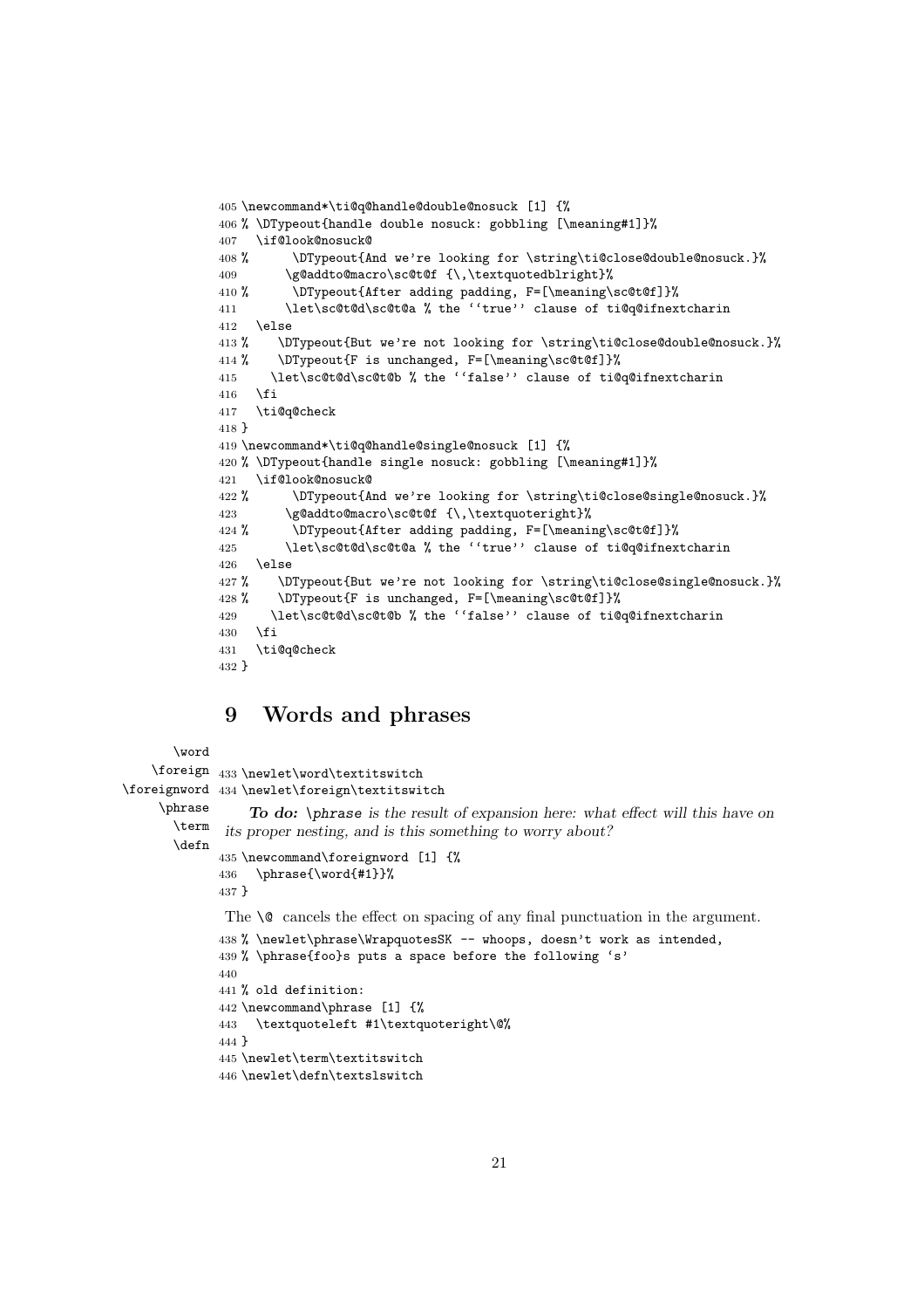```
405 \newcommand*\ti@q@handle@double@nosuck [1] {%
406 % \DTypeout{handle double nosuck: gobbling [\meaning#1]}%
407   \if@look@nosuck@
408 %       \DTypeout{And we're looking for \string\ti@close@double@nosuck.}%
409       \g@addto@macro\sc@t@f {\,\textquotedblright}%
410 %       \DTypeout{After adding padding, F=[\meaning\sc@t@f]}%
411       \let\sc@t@d\sc@t@a % the ‘‘true’’ clause of ti@q@ifnextcharin
412   \else
413 %     \DTypeout{But we're not looking for \string\ti@close@double@nosuck.}%
414 %     \DTypeout{F is unchanged, F=[\meaning\sc@t@f]}%
415     \let\sc@t@d\sc@t@b % the ‘‘false’’ clause of ti@q@ifnextcharin
416   \fi
417   \ti@q@check
418 }
419 \newcommand*\ti@q@handle@single@nosuck [1] {%
420 % \DTypeout{handle single nosuck: gobbling [\meaning#1]}%
421   \if@look@nosuck@
422 %       \DTypeout{And we're looking for \string\ti@close@single@nosuck.}%
423       \g@addto@macro\sc@t@f {\,\textquoteright}%
424 %       \DTypeout{After adding padding, F=[\meaning\sc@t@f]}%
425       \let\sc@t@d\sc@t@a % the ‘‘true’’ clause of ti@q@ifnextcharin
426   \else
427 %     \DTypeout{But we're not looking for \string\ti@close@single@nosuck.}%
428 %     \DTypeout{F is unchanged, F=[\meaning\sc@t@f]}%
429     \let\sc@t@d\sc@t@b % the ‘‘false’’ clause of ti@q@ifnextcharin
430   \fi
431   \ti@q@check
432 }
```

# 9 Words and phrases

\word \foreign \foreignword \phrase \term \defn

```
433 \newlet\word\textitswitch
434 \newlet\foreign\textitswitch
```

***To do:*** *\phrase is the result of expansion here: what effect will this have on its proper nesting, and is this something to worry about?*

```
435 \newcommand\foreignword [1] {%
436   \phrase{\word{#1}}%
437 }
```

The `\@` cancels the effect on spacing of any final punctuation in the argument.

```
438 % \newlet\phrase\WrapquotesSK -- whoops, doesn't work as intended,
439 % \phrase{foo}s puts a space before the following ‘s’
440
441 % old definition:
442 \newcommand\phrase [1] {%
443   \textquoteleft #1\textquoteright\@%
444 }
445 \newlet\term\textitswitch
446 \newlet\defn\textslswitch
```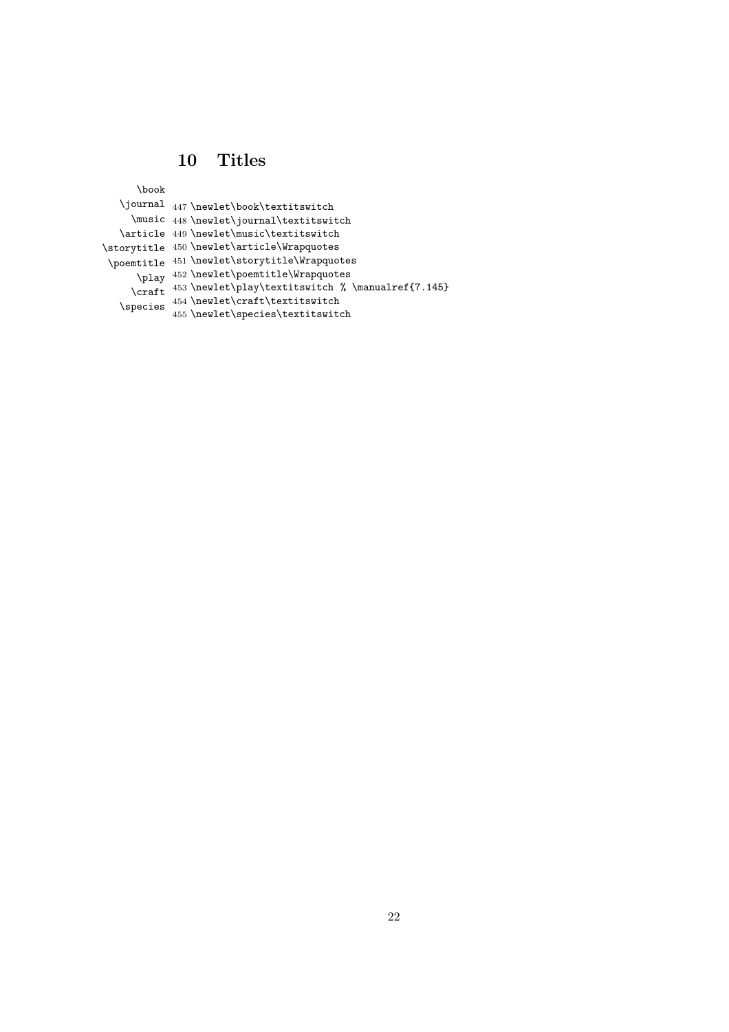## 10 Titles

\book
\journal
\music
\article
\storytitle
\poemtitle
\play
\craft
\species

```
447 \newlet\book\textitswitch
448 \newlet\journal\textitswitch
449 \newlet\music\textitswitch
450 \newlet\article\Wrapquotes
451 \newlet\storytitle\Wrapquotes
452 \newlet\poemtitle\Wrapquotes
453 \newlet\play\textitswitch % \manualref{7.145}
454 \newlet\craft\textitswitch
455 \newlet\species\textitswitch
```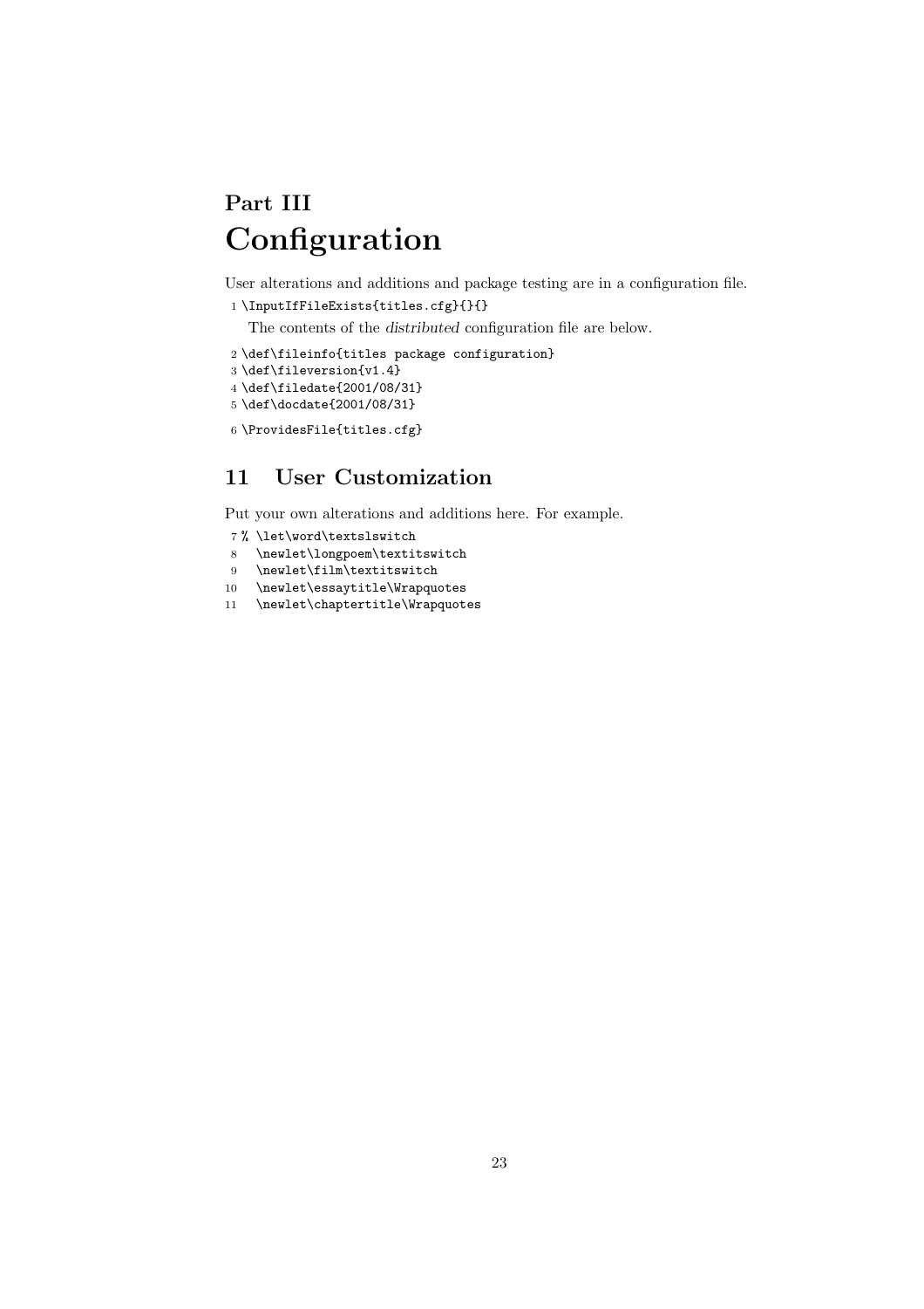# Part III
# Configuration

User alterations and additions and package testing are in a configuration file.

```
1 \InputIfFileExists{titles.cfg}{}{}
```

The contents of the *distributed* configuration file are below.

```
2 \def\fileinfo{titles package configuration}
3 \def\fileversion{v1.4}
4 \def\filedate{2001/08/31}
5 \def\docdate{2001/08/31}
```

```
6 \ProvidesFile{titles.cfg}
```

## 11 User Customization

Put your own alterations and additions here. For example.

```
7 % \let\word\textslswitch
8   \newlet\longpoem\textitswitch
9   \newlet\film\textitswitch
10  \newlet\essaytitle\Wrapquotes
11  \newlet\chaptertitle\Wrapquotes
```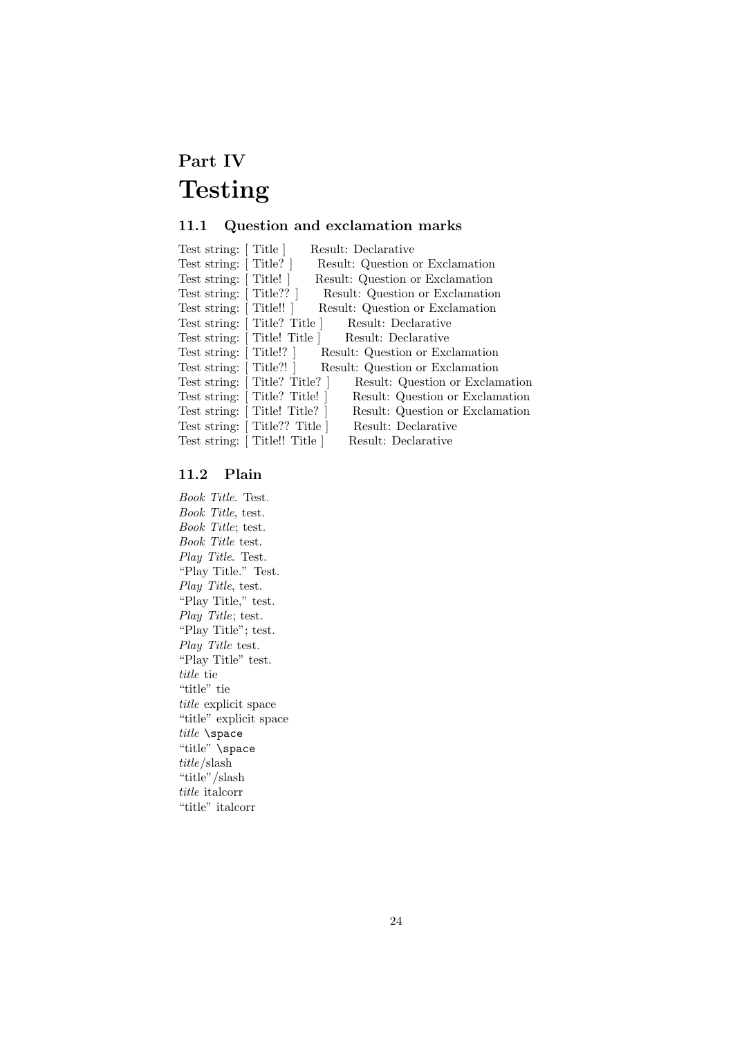# Part IV
# Testing

## 11.1 Question and exclamation marks

Test string: [ Title ] Result: Declarative
Test string: [ Title? ] Result: Question or Exclamation
Test string: [ Title! ] Result: Question or Exclamation
Test string: [ Title?? ] Result: Question or Exclamation
Test string: [ Title!! ] Result: Question or Exclamation
Test string: [ Title? Title ] Result: Declarative
Test string: [ Title! Title ] Result: Declarative
Test string: [ Title!? ] Result: Question or Exclamation
Test string: [ Title?! ] Result: Question or Exclamation
Test string: [ Title? Title? ] Result: Question or Exclamation
Test string: [ Title? Title! ] Result: Question or Exclamation
Test string: [ Title! Title? ] Result: Question or Exclamation
Test string: [ Title?? Title ] Result: Declarative
Test string: [ Title!! Title ] Result: Declarative

## 11.2 Plain

*Book Title*. Test.
*Book Title*, test.
*Book Title*; test.
*Book Title* test.
*Play Title*. Test.
"Play Title." Test.
*Play Title*, test.
"Play Title," test.
*Play Title*; test.
"Play Title"; test.
*Play Title* test.
"Play Title" test.
*title* tie
"title" tie
*title* explicit space
"title" explicit space
*title* `\space`
"title" `\space`
*title*/slash
"title"/slash
*title* italcorr
"title" italcorr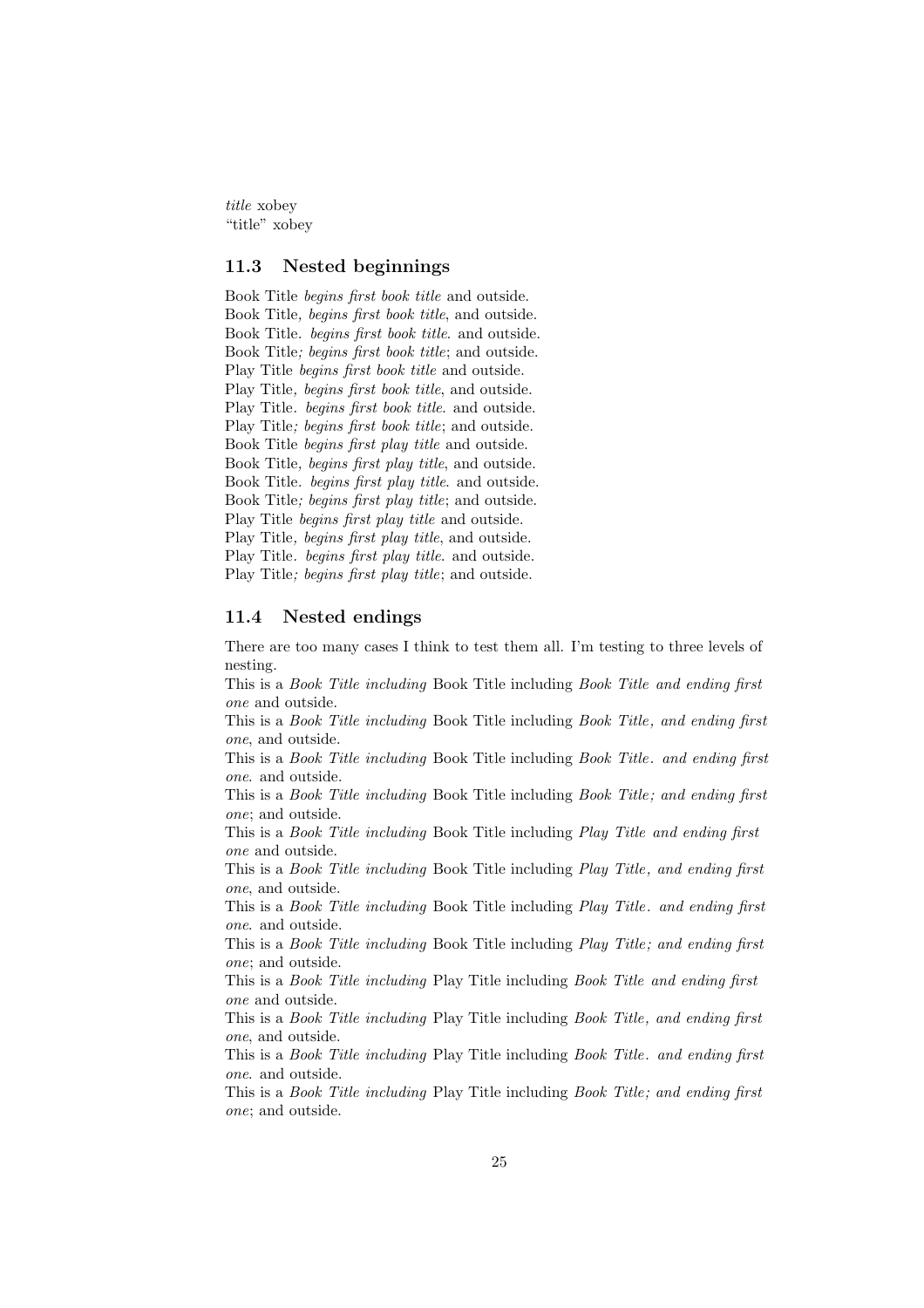*title* xobey
“title” xobey

## 11.3 Nested beginnings

Book Title *begins first book title* and outside.
Book Title*, begins first book title*, and outside.
Book Title*. begins first book title*. and outside.
Book Title*; begins first book title*; and outside.
Play Title *begins first book title* and outside.
Play Title*, begins first book title*, and outside.
Play Title*. begins first book title*. and outside.
Play Title*; begins first book title*; and outside.
Book Title *begins first play title* and outside.
Book Title*, begins first play title*, and outside.
Book Title*. begins first play title*. and outside.
Book Title*; begins first play title*; and outside.
Play Title *begins first play title* and outside.
Play Title*, begins first play title*, and outside.
Play Title*. begins first play title*. and outside.
Play Title*; begins first play title*; and outside.

## 11.4 Nested endings

There are too many cases I think to test them all. I'm testing to three levels of nesting.
This is a *Book Title including* Book Title including *Book Title and ending first one* and outside.
This is a *Book Title including* Book Title including *Book Title, and ending first one*, and outside.
This is a *Book Title including* Book Title including *Book Title. and ending first one*. and outside.
This is a *Book Title including* Book Title including *Book Title; and ending first one*; and outside.
This is a *Book Title including* Book Title including *Play Title and ending first one* and outside.
This is a *Book Title including* Book Title including *Play Title, and ending first one*, and outside.
This is a *Book Title including* Book Title including *Play Title. and ending first one*. and outside.
This is a *Book Title including* Book Title including *Play Title; and ending first one*; and outside.
This is a *Book Title including* Play Title including *Book Title and ending first one* and outside.
This is a *Book Title including* Play Title including *Book Title, and ending first one*, and outside.
This is a *Book Title including* Play Title including *Book Title. and ending first one*. and outside.
This is a *Book Title including* Play Title including *Book Title; and ending first one*; and outside.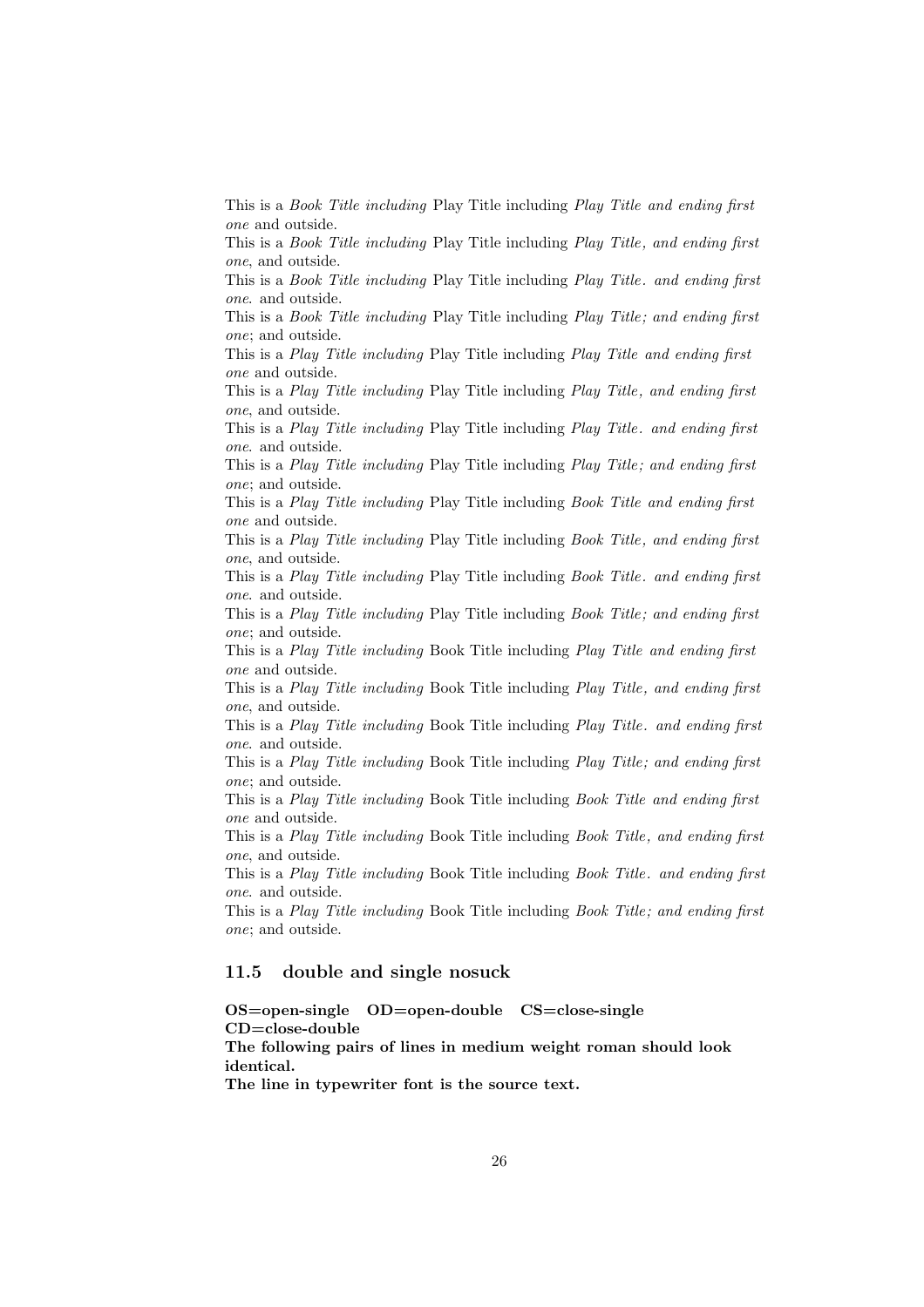This is a *Book Title including* Play Title including *Play Title and ending first one* and outside.
This is a *Book Title including* Play Title including *Play Title, and ending first one*, and outside.
This is a *Book Title including* Play Title including *Play Title. and ending first one*. and outside.
This is a *Book Title including* Play Title including *Play Title; and ending first one*; and outside.
This is a *Play Title including* Play Title including *Play Title and ending first one* and outside.
This is a *Play Title including* Play Title including *Play Title, and ending first one*, and outside.
This is a *Play Title including* Play Title including *Play Title. and ending first one.* and outside.
This is a *Play Title including* Play Title including *Play Title; and ending first one*; and outside.
This is a *Play Title including* Play Title including *Book Title and ending first one* and outside.
This is a *Play Title including* Play Title including *Book Title, and ending first one*, and outside.
This is a *Play Title including* Play Title including *Book Title. and ending first one*. and outside.
This is a *Play Title including* Play Title including *Book Title; and ending first one*; and outside.
This is a *Play Title including* Book Title including *Play Title and ending first one* and outside.
This is a *Play Title including* Book Title including *Play Title, and ending first one*, and outside.
This is a *Play Title including* Book Title including *Play Title. and ending first one.* and outside.
This is a *Play Title including* Book Title including *Play Title; and ending first one*; and outside.
This is a *Play Title including* Book Title including *Book Title and ending first one* and outside.
This is a *Play Title including* Book Title including *Book Title, and ending first one*, and outside.
This is a *Play Title including* Book Title including *Book Title. and ending first one*. and outside.
This is a *Play Title including* Book Title including *Book Title; and ending first one*; and outside.

### 11.5 double and single nosuck

**OS=open-single OD=open-double CS=close-single CD=close-double**
**The following pairs of lines in medium weight roman should look identical.**
**The line in typewriter font is the source text.**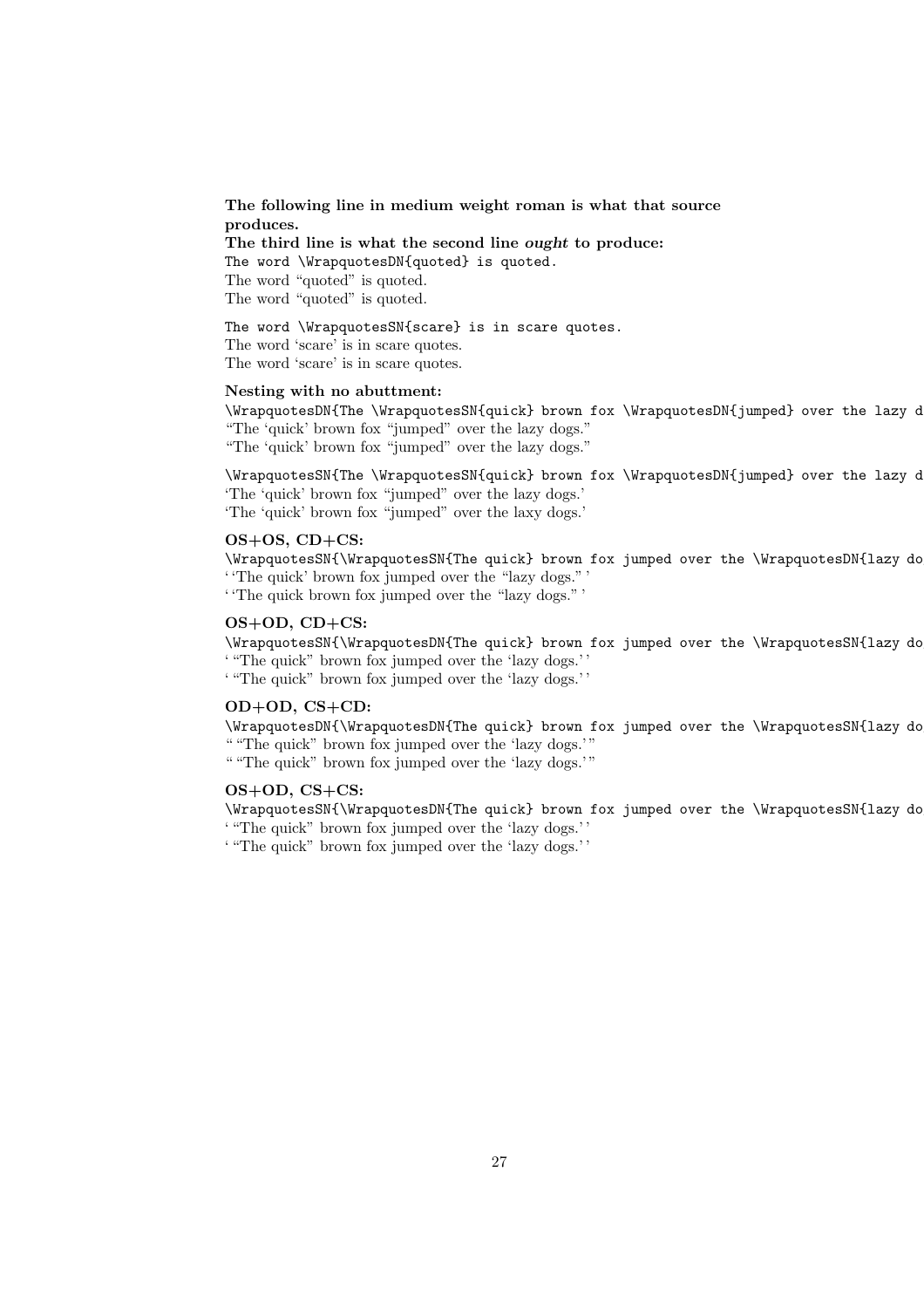**The following line in medium weight roman is what that source produces.**
**The third line is what the second line *ought* to produce:**

`The word \WrapquotesDN{quoted} is quoted.`
The word “quoted” is quoted.
The word “quoted” is quoted.

`The word \WrapquotesSN{scare} is in scare quotes.`
The word ‘scare’ is in scare quotes.
The word ‘scare’ is in scare quotes.

**Nesting with no abuttment:**

`\WrapquotesDN{The \WrapquotesSN{quick} brown fox \WrapquotesDN{jumped} over the lazy d`
“The ‘quick’ brown fox “jumped” over the lazy dogs.”
“The ‘quick’ brown fox “jumped” over the lazy dogs.”

`\WrapquotesSN{The \WrapquotesSN{quick} brown fox \WrapquotesDN{jumped} over the lazy d`
‘The ‘quick’ brown fox “jumped” over the lazy dogs.’
‘The ‘quick’ brown fox “jumped” over the laxy dogs.’

**OS+OS, CD+CS:**

`\WrapquotesSN{\WrapquotesSN{The quick} brown fox jumped over the \WrapquotesDN{lazy do`
‘ ‘The quick’ brown fox jumped over the “lazy dogs.” ’
‘ ‘The quick brown fox jumped over the “lazy dogs.” ’

**OS+OD, CD+CS:**

`\WrapquotesSN{\WrapquotesDN{The quick} brown fox jumped over the \WrapquotesSN{lazy do`
‘ “The quick” brown fox jumped over the ‘lazy dogs.’ ’
‘ “The quick” brown fox jumped over the ‘lazy dogs.’ ’

**OD+OD, CS+CD:**

`\WrapquotesDN{\WrapquotesDN{The quick} brown fox jumped over the \WrapquotesSN{lazy do`
“ “The quick” brown fox jumped over the ‘lazy dogs.’ ”
“ “The quick” brown fox jumped over the ‘lazy dogs.’ ”

**OS+OD, CS+CS:**

`\WrapquotesSN{\WrapquotesDN{The quick} brown fox jumped over the \WrapquotesSN{lazy do`
‘ “The quick” brown fox jumped over the ‘lazy dogs.’ ’
‘ “The quick” brown fox jumped over the ‘lazy dogs.’ ’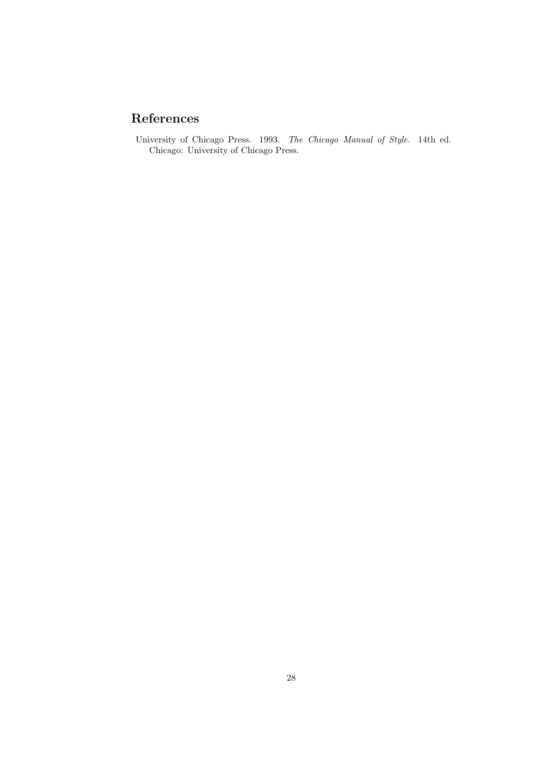## References

University of Chicago Press. 1993. *The Chicago Manual of Style*. 14th ed. Chicago: University of Chicago Press.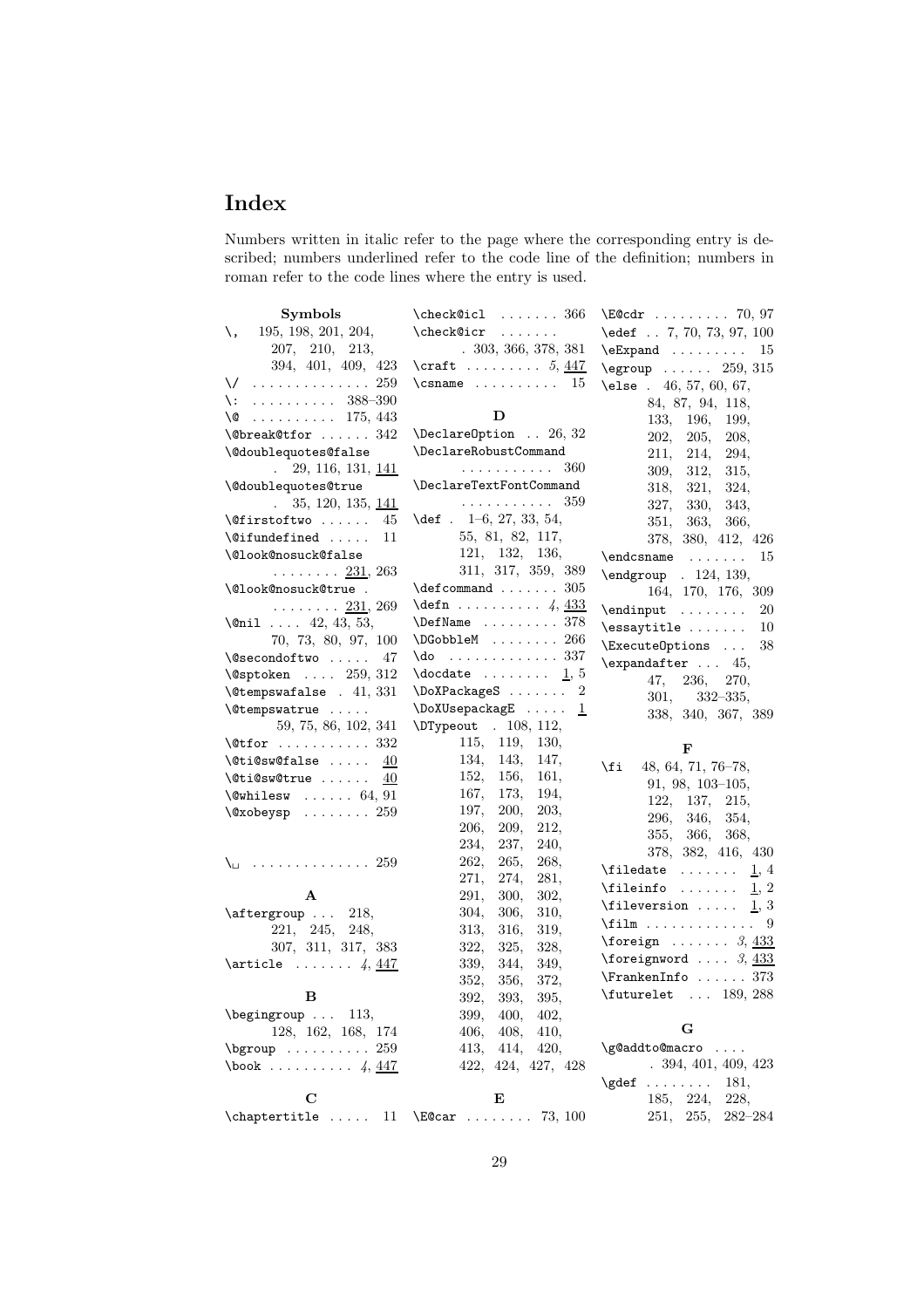# Index

Numbers written in italic refer to the page where the corresponding entry is described; numbers underlined refer to the code line of the definition; numbers in roman refer to the code lines where the entry is used.

**Symbols**

- `\,` 195, 198, 201, 204, 207, 210, 213, 394, 401, 409, 423
- `\/` . . . . . . . . . . . . . 259
- `\:` . . . . . . . . . . 388–390
- `\@` . . . . . . . . . . 175, 443
- `\@break@tfor` . . . . . . 342
- `\@doublequotes@false` . 29, 116, 131, <u>141</u>
- `\@doublequotes@true` . 35, 120, 135, <u>141</u>
- `\@firstoftwo` . . . . . . 45
- `\@ifundefined` . . . . . 11
- `\@look@nosuck@false` . . . . . . . . <u>231</u>, 263
- `\@look@nosuck@true` . . . . . . . . . <u>231</u>, 269
- `\@nil` . . . . 42, 43, 53, 70, 73, 80, 97, 100
- `\@secondoftwo` . . . . . 47
- `\@sptoken` . . . . 259, 312
- `\@tempswafalse` . 41, 331
- `\@tempswatrue` . . . . . 59, 75, 86, 102, 341
- `\@tfor` . . . . . . . . . . . 332
- `\@ti@sw@false` . . . . . <u>40</u>
- `\@ti@sw@true` . . . . . . <u>40</u>
- `\@whilesw` . . . . . . 64, 91
- `\@xobeysp` . . . . . . . . 259
- `\␣` . . . . . . . . . . . . . . 259

**A**

- `\aftergroup` . . . 218, 221, 245, 248, 307, 311, 317, 383
- `\article` . . . . . . . *4*, <u>447</u>

**B**

- `\begingroup` . . . 113, 128, 162, 168, 174
- `\bgroup` . . . . . . . . . . 259
- `\book` . . . . . . . . . . *4*, <u>447</u>

**C**

- `\chaptertitle` . . . . . 11
- `\check@icl` . . . . . . . 366
- `\check@icr` . . . . . . . . 303, 366, 378, 381
- `\craft` . . . . . . . . . *5*, <u>447</u>
- `\csname` . . . . . . . . . . 15

**D**

- `\DeclareOption` . . 26, 32
- `\DeclareRobustCommand` . . . . . . . . . . . 360
- `\DeclareTextFontCommand` . . . . . . . . . . . 359
- `\def` . 1–6, 27, 33, 54, 55, 81, 82, 117, 121, 132, 136, 311, 317, 359, 389
- `\defcommand` . . . . . . . 305
- `\defn` . . . . . . . . . . *4*, <u>433</u>
- `\DefName` . . . . . . . . . 378
- `\DGobbleM` . . . . . . . . 266
- `\do` . . . . . . . . . . . . . 337
- `\docdate` . . . . . . . . <u>1</u>, 5
- `\DoXPackageS` . . . . . . . 2
- `\DoXUsepackagE` . . . . . <u>1</u>
- `\DTypeout` . 108, 112, 115, 119, 130, 134, 143, 147, 152, 156, 161, 167, 173, 194, 197, 200, 203, 206, 209, 212, 234, 237, 240, 262, 265, 268, 271, 274, 281, 291, 300, 302, 304, 306, 310, 313, 316, 319, 322, 325, 328, 339, 344, 349, 352, 356, 372, 392, 393, 395, 399, 400, 402, 406, 408, 410, 413, 414, 420, 422, 424, 427, 428

**E**

- `\E@car` . . . . . . . . 73, 100
- `\E@cdr` . . . . . . . . . 70, 97
- `\edef` . . 7, 70, 73, 97, 100
- `\eExpand` . . . . . . . . . 15
- `\egroup` . . . . . . 259, 315
- `\else` . 46, 57, 60, 67, 84, 87, 94, 118, 133, 196, 199, 202, 205, 208, 211, 214, 294, 309, 312, 315, 318, 321, 324, 327, 330, 343, 351, 363, 366, 378, 380, 412, 426
- `\endcsname` . . . . . . . 15
- `\endgroup` . 124, 139, 164, 170, 176, 309
- `\endinput` . . . . . . . . 20
- `\essaytitle` . . . . . . . 10
- `\ExecuteOptions` . . . 38
- `\expandafter` . . . 45, 47, 236, 270, 301, 332–335, 338, 340, 367, 389

**F**

- `\fi` 48, 64, 71, 76–78, 91, 98, 103–105, 122, 137, 215, 296, 346, 354, 355, 366, 368, 378, 382, 416, 430
- `\filedate` . . . . . . . <u>1</u>, 4
- `\fileinfo` . . . . . . . <u>1</u>, 2
- `\fileversion` . . . . . <u>1</u>, 3
- `\film` . . . . . . . . . . . . . 9
- `\foreign` . . . . . . . *3*, <u>433</u>
- `\foreignword` . . . . *3*, <u>433</u>
- `\FrankenInfo` . . . . . . 373
- `\futurelet` . . . 189, 288

**G**

- `\g@addto@macro` . . . . . 394, 401, 409, 423
- `\gdef` . . . . . . . . 181, 185, 224, 228, 251, 255, 282–284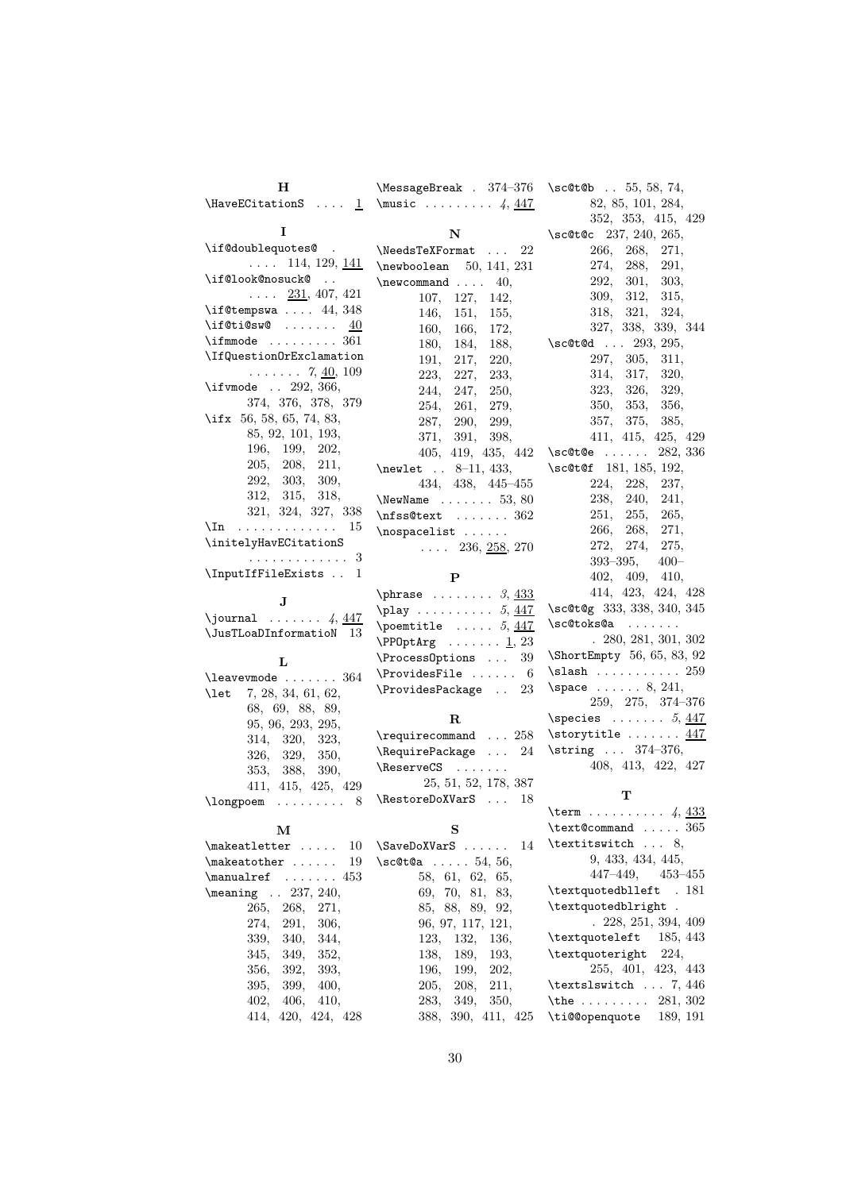### H

\HaveECitationS .... 1

### I

\if@doublequotes@ . . . . . 114, 129, 141
\if@look@nosuck@ . . . . . . 231, 407, 421
\if@tempswa .... 44, 348
\if@ti@sw@ ....... 40
\ifmmode ......... 361
\IfQuestionOrExclamation ....... 7, 40, 109
\ifvmode .. 292, 366, 374, 376, 378, 379
\ifx 56, 58, 65, 74, 83, 85, 92, 101, 193, 196, 199, 202, 205, 208, 211, 292, 303, 309, 312, 315, 318, 321, 324, 327, 338
\In ............. 15
\initelyHavECitationS ............. 3
\InputIfFileExists .. 1

### J

\journal ....... *4*, 447
\JusTLoaDInformatioN 13

### L

\leavevmode ....... 364
\let 7, 28, 34, 61, 62, 68, 69, 88, 89, 95, 96, 293, 295, 314, 320, 323, 326, 329, 350, 353, 388, 390, 411, 415, 425, 429
\longpoem ......... 8

### M

\makeatletter ..... 10
\makeatother ...... 19
\manualref ....... 453
\meaning .. 237, 240, 265, 268, 271, 274, 291, 306, 339, 340, 344, 345, 349, 352, 356, 392, 393, 395, 399, 400, 402, 406, 410, 414, 420, 424, 428
\MessageBreak . 374–376
\music ......... *4*, 447

### N

\NeedsTeXFormat ... 22
\newboolean 50, 141, 231
\newcommand .... 40, 107, 127, 142, 146, 151, 155, 160, 166, 172, 180, 184, 188, 191, 217, 220, 223, 227, 233, 244, 247, 250, 254, 261, 279, 287, 290, 299, 371, 391, 398, 405, 419, 435, 442
\newlet .. 8–11, 433, 434, 438, 445–455
\NewName ....... 53, 80
\nfss@text ....... 362
\nospacelist ...... .... 236, 258, 270

### P

\phrase ........ *3*, 433
\play .......... *5*, 447
\poemtitle ..... *5*, 447
\PPOptArg ....... 1, 23
\ProcessOptions ... 39
\ProvidesFile ...... 6
\ProvidesPackage .. 23

### R

\requirecommand ... 258
\RequirePackage ... 24
\ReserveCS ....... 25, 51, 52, 178, 387
\RestoreDoXVarS ... 18

### S

\SaveDoXVarS ...... 14
\sc@t@a ..... 54, 56, 58, 61, 62, 65, 69, 70, 81, 83, 85, 88, 89, 92, 96, 97, 117, 121, 123, 132, 136, 138, 189, 193, 196, 199, 202, 205, 208, 211, 283, 349, 350, 388, 390, 411, 425
\sc@t@b .. 55, 58, 74, 82, 85, 101, 284, 352, 353, 415, 429
\sc@t@c 237, 240, 265, 266, 268, 271, 274, 288, 291, 292, 301, 303, 309, 312, 315, 318, 321, 324, 327, 338, 339, 344
\sc@t@d ... 293, 295, 297, 305, 311, 314, 317, 320, 323, 326, 329, 350, 353, 356, 357, 375, 385, 411, 415, 425, 429
\sc@t@e ...... 282, 336
\sc@t@f 181, 185, 192, 224, 228, 237, 238, 240, 241, 251, 255, 265, 266, 268, 271, 272, 274, 275, 393–395, 400–402, 409, 410, 414, 423, 424, 428
\sc@t@g 333, 338, 340, 345
\sc@toks@a ....... . 280, 281, 301, 302
\ShortEmpty 56, 65, 83, 92
\slash ........... 259
\space ...... 8, 241, 259, 275, 374–376
\species ....... *5*, 447
\storytitle ....... 447
\string ... 374–376, 408, 413, 422, 427

### T

\term .......... *4*, 433
\text@command ..... 365
\textitswitch ... 8, 9, 433, 434, 445, 447–449, 453–455
\textquotedblleft . 181
\textquotedblright . . 228, 251, 394, 409
\textquoteleft 185, 443
\textquoteright 224, 255, 401, 423, 443
\textslswitch ... 7, 446
\the ......... 281, 302
\ti@@openquote 189, 191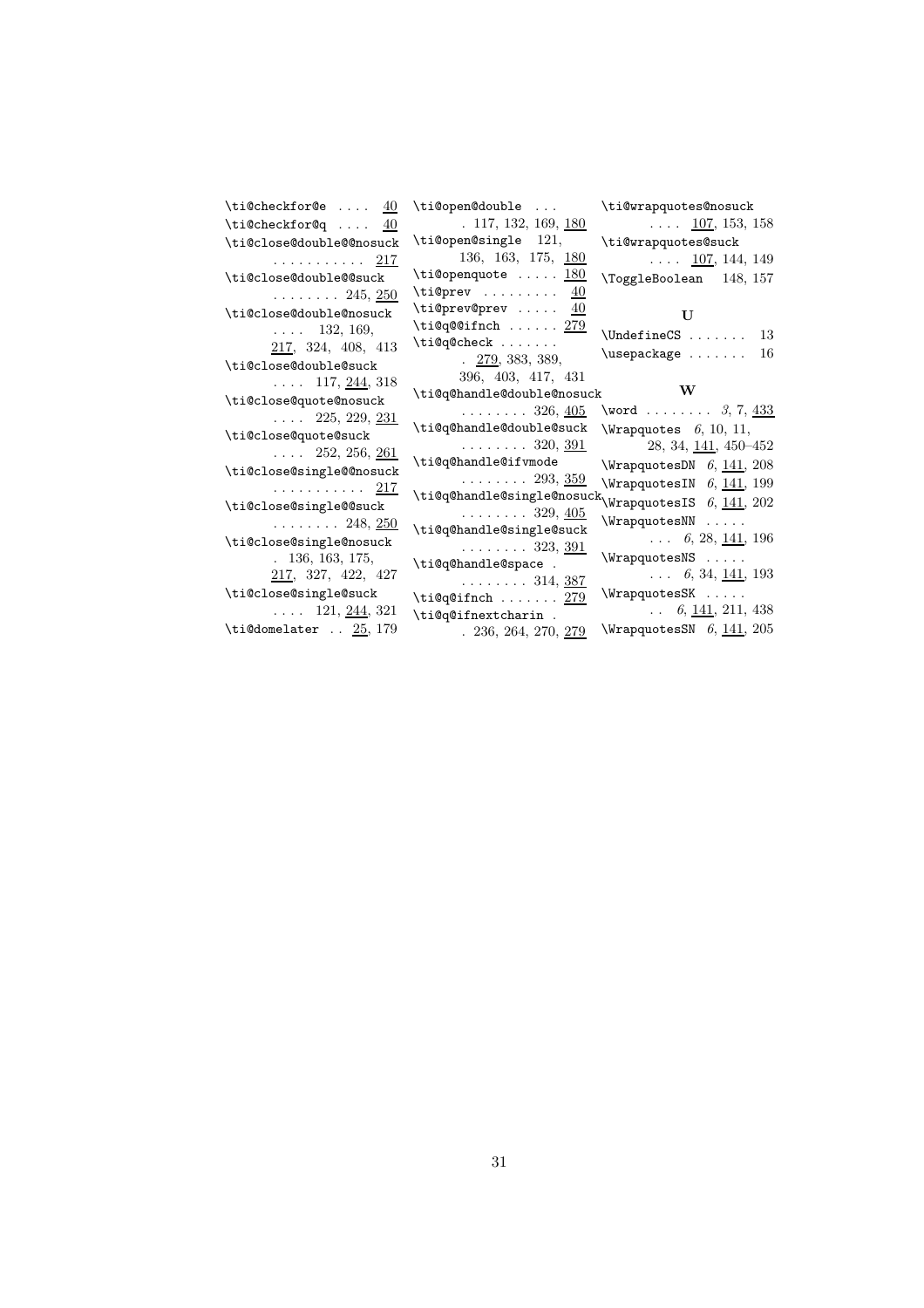\ti@checkfor@e .... 40
\ti@checkfor@q .... 40
\ti@close@double@@nosuck ........... 217
\ti@close@double@@suck ........ 245, 250
\ti@close@double@nosuck .... 132, 169, 217, 324, 408, 413
\ti@close@double@suck .... 117, 244, 318
\ti@close@quote@nosuck .... 225, 229, 231
\ti@close@quote@suck .... 252, 256, 261
\ti@close@single@@nosuck ........... 217
\ti@close@single@@suck ........ 248, 250
\ti@close@single@nosuck . 136, 163, 175, 217, 327, 422, 427
\ti@close@single@suck .... 121, 244, 321
\ti@domelater .. 25, 179
\ti@open@double ... . 117, 132, 169, 180
\ti@open@single 121, 136, 163, 175, 180
\ti@openquote ..... 180
\ti@prev ......... 40
\ti@prev@prev ..... 40
\ti@q@@ifnch ...... 279
\ti@q@check ....... . 279, 383, 389, 396, 403, 417, 431
\ti@q@handle@double@nosuck ........ 326, 405
\ti@q@handle@double@suck ........ 320, 391
\ti@q@handle@ifvmode ........ 293, 359
\ti@q@handle@single@nosuck ........ 329, 405
\ti@q@handle@single@suck ........ 323, 391
\ti@q@handle@space . ........ 314, 387
\ti@q@ifnch ....... 279
\ti@q@ifnextcharin . . 236, 264, 270, 279
\ti@wrapquotes@nosuck .... 107, 153, 158
\ti@wrapquotes@suck .... 107, 144, 149
\ToggleBoolean 148, 157

**U**

\UndefineCS ....... 13
\usepackage ....... 16

**W**

\word ........ *3*, 7, 433
\Wrapquotes *6*, 10, 11, 28, 34, 141, 450–452
\WrapquotesDN *6*, 141, 208
\WrapquotesIN *6*, 141, 199
\WrapquotesIS *6*, 141, 202
\WrapquotesNN ..... ... *6*, 28, 141, 196
\WrapquotesNS ..... ... *6*, 34, 141, 193
\WrapquotesSK ..... .. *6*, 141, 211, 438
\WrapquotesSN *6*, 141, 205